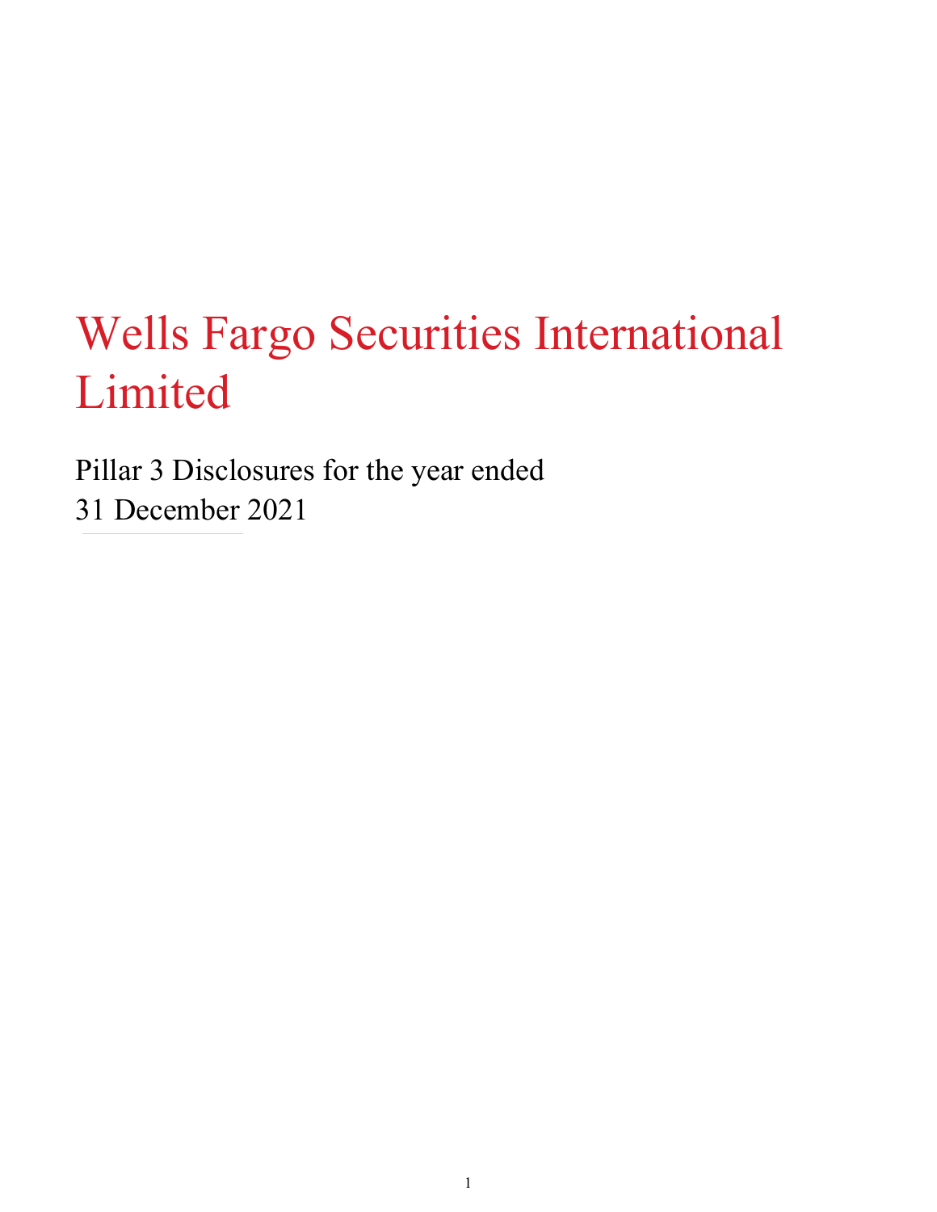# Wells Fargo Securities International Limited

Pillar 3 Disclosures for the year ended
31 December 2021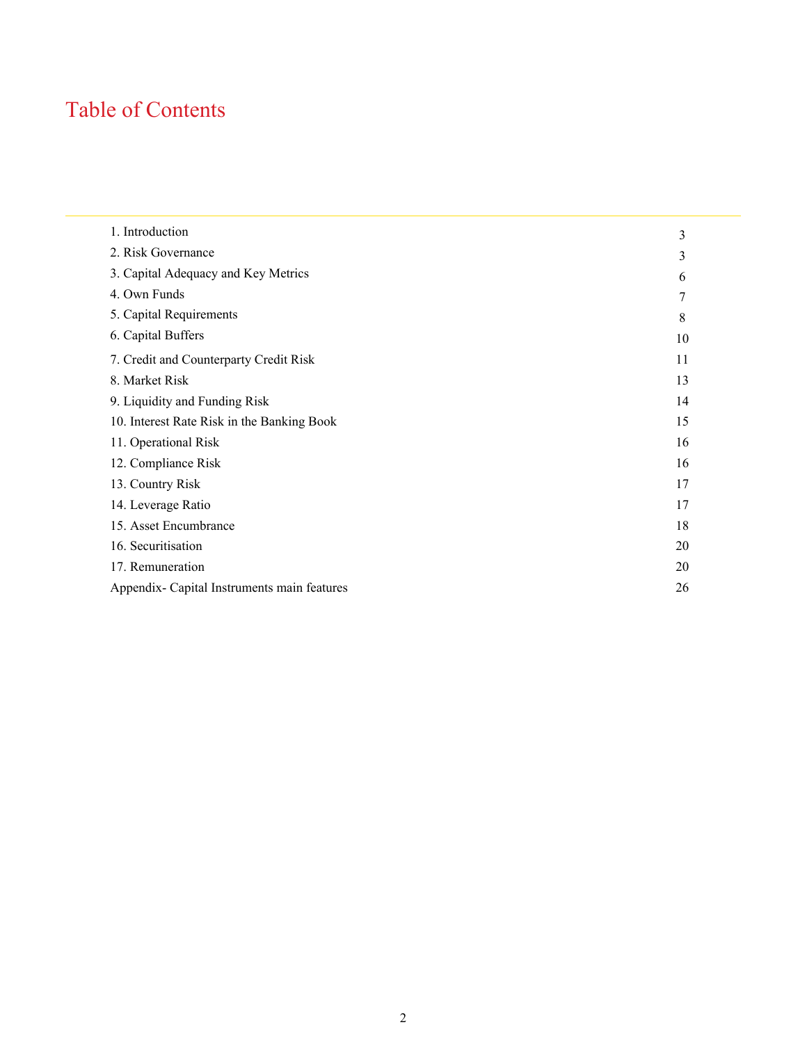# Table of Contents

| | |
|---|---|
| 1. Introduction | 3 |
| 2. Risk Governance | 3 |
| 3. Capital Adequacy and Key Metrics | 6 |
| 4. Own Funds | 7 |
| 5. Capital Requirements | 8 |
| 6. Capital Buffers | 10 |
| 7. Credit and Counterparty Credit Risk | 11 |
| 8. Market Risk | 13 |
| 9. Liquidity and Funding Risk | 14 |
| 10. Interest Rate Risk in the Banking Book | 15 |
| 11. Operational Risk | 16 |
| 12. Compliance Risk | 16 |
| 13. Country Risk | 17 |
| 14. Leverage Ratio | 17 |
| 15. Asset Encumbrance | 18 |
| 16. Securitisation | 20 |
| 17. Remuneration | 20 |
| Appendix- Capital Instruments main features | 26 |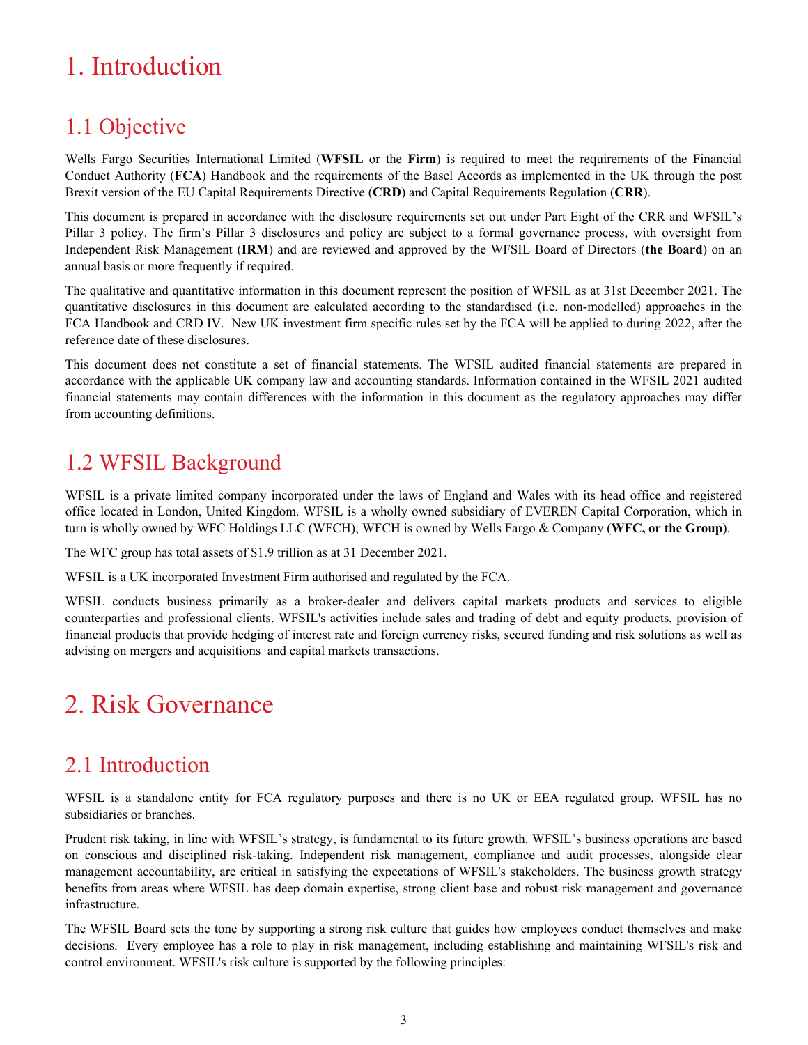# 1. Introduction

## 1.1 Objective

Wells Fargo Securities International Limited (**WFSIL** or the **Firm**) is required to meet the requirements of the Financial Conduct Authority (**FCA**) Handbook and the requirements of the Basel Accords as implemented in the UK through the post Brexit version of the EU Capital Requirements Directive (**CRD**) and Capital Requirements Regulation (**CRR**).

This document is prepared in accordance with the disclosure requirements set out under Part Eight of the CRR and WFSIL's Pillar 3 policy. The firm's Pillar 3 disclosures and policy are subject to a formal governance process, with oversight from Independent Risk Management (**IRM**) and are reviewed and approved by the WFSIL Board of Directors (**the Board**) on an annual basis or more frequently if required.

The qualitative and quantitative information in this document represent the position of WFSIL as at 31st December 2021. The quantitative disclosures in this document are calculated according to the standardised (i.e. non-modelled) approaches in the FCA Handbook and CRD IV. New UK investment firm specific rules set by the FCA will be applied to during 2022, after the reference date of these disclosures.

This document does not constitute a set of financial statements. The WFSIL audited financial statements are prepared in accordance with the applicable UK company law and accounting standards. Information contained in the WFSIL 2021 audited financial statements may contain differences with the information in this document as the regulatory approaches may differ from accounting definitions.

## 1.2 WFSIL Background

WFSIL is a private limited company incorporated under the laws of England and Wales with its head office and registered office located in London, United Kingdom. WFSIL is a wholly owned subsidiary of EVEREN Capital Corporation, which in turn is wholly owned by WFC Holdings LLC (WFCH); WFCH is owned by Wells Fargo & Company (**WFC, or the Group**).

The WFC group has total assets of $1.9 trillion as at 31 December 2021.

WFSIL is a UK incorporated Investment Firm authorised and regulated by the FCA.

WFSIL conducts business primarily as a broker-dealer and delivers capital markets products and services to eligible counterparties and professional clients. WFSIL's activities include sales and trading of debt and equity products, provision of financial products that provide hedging of interest rate and foreign currency risks, secured funding and risk solutions as well as advising on mergers and acquisitions and capital markets transactions.

# 2. Risk Governance

## 2.1 Introduction

WFSIL is a standalone entity for FCA regulatory purposes and there is no UK or EEA regulated group. WFSIL has no subsidiaries or branches.

Prudent risk taking, in line with WFSIL's strategy, is fundamental to its future growth. WFSIL's business operations are based on conscious and disciplined risk-taking. Independent risk management, compliance and audit processes, alongside clear management accountability, are critical in satisfying the expectations of WFSIL's stakeholders. The business growth strategy benefits from areas where WFSIL has deep domain expertise, strong client base and robust risk management and governance infrastructure.

The WFSIL Board sets the tone by supporting a strong risk culture that guides how employees conduct themselves and make decisions. Every employee has a role to play in risk management, including establishing and maintaining WFSIL's risk and control environment. WFSIL's risk culture is supported by the following principles: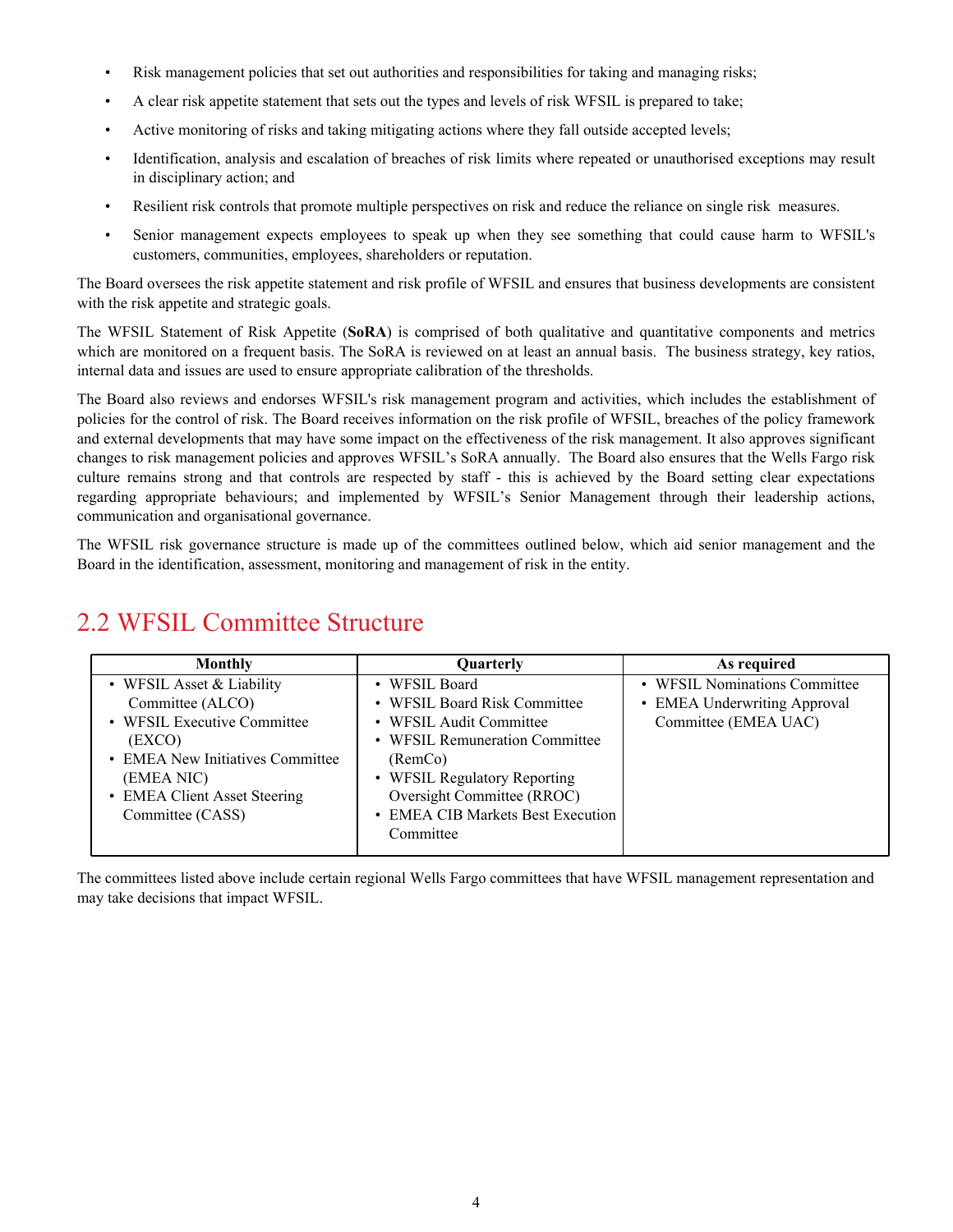- Risk management policies that set out authorities and responsibilities for taking and managing risks;
- A clear risk appetite statement that sets out the types and levels of risk WFSIL is prepared to take;
- Active monitoring of risks and taking mitigating actions where they fall outside accepted levels;
- Identification, analysis and escalation of breaches of risk limits where repeated or unauthorised exceptions may result in disciplinary action; and
- Resilient risk controls that promote multiple perspectives on risk and reduce the reliance on single risk measures.
- Senior management expects employees to speak up when they see something that could cause harm to WFSIL's customers, communities, employees, shareholders or reputation.

The Board oversees the risk appetite statement and risk profile of WFSIL and ensures that business developments are consistent with the risk appetite and strategic goals.

The WFSIL Statement of Risk Appetite (**SoRA**) is comprised of both qualitative and quantitative components and metrics which are monitored on a frequent basis. The SoRA is reviewed on at least an annual basis. The business strategy, key ratios, internal data and issues are used to ensure appropriate calibration of the thresholds.

The Board also reviews and endorses WFSIL's risk management program and activities, which includes the establishment of policies for the control of risk. The Board receives information on the risk profile of WFSIL, breaches of the policy framework and external developments that may have some impact on the effectiveness of the risk management. It also approves significant changes to risk management policies and approves WFSIL's SoRA annually. The Board also ensures that the Wells Fargo risk culture remains strong and that controls are respected by staff - this is achieved by the Board setting clear expectations regarding appropriate behaviours; and implemented by WFSIL's Senior Management through their leadership actions, communication and organisational governance.

The WFSIL risk governance structure is made up of the committees outlined below, which aid senior management and the Board in the identification, assessment, monitoring and management of risk in the entity.

## 2.2 WFSIL Committee Structure

| Monthly | Quarterly | As required |
|---|---|---|
| • WFSIL Asset & Liability Committee (ALCO)<br>• WFSIL Executive Committee (EXCO)<br>• EMEA New Initiatives Committee (EMEA NIC)<br>• EMEA Client Asset Steering Committee (CASS) | • WFSIL Board<br>• WFSIL Board Risk Committee<br>• WFSIL Audit Committee<br>• WFSIL Remuneration Committee (RemCo)<br>• WFSIL Regulatory Reporting Oversight Committee (RROC)<br>• EMEA CIB Markets Best Execution Committee | • WFSIL Nominations Committee<br>• EMEA Underwriting Approval Committee (EMEA UAC) |

The committees listed above include certain regional Wells Fargo committees that have WFSIL management representation and may take decisions that impact WFSIL.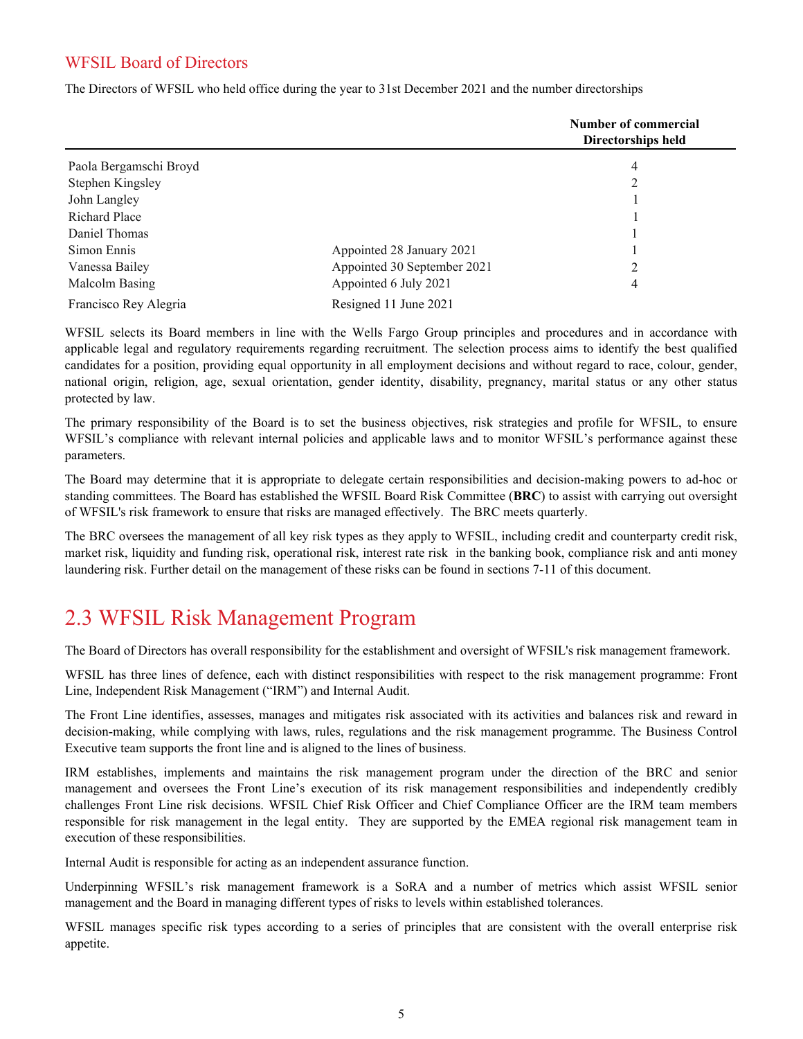## WFSIL Board of Directors

The Directors of WFSIL who held office during the year to 31st December 2021 and the number directorships

| | | Number of commercial Directorships held |
|---|---|---|
| Paola Bergamschi Broyd | | 4 |
| Stephen Kingsley | | 2 |
| John Langley | | 1 |
| Richard Place | | 1 |
| Daniel Thomas | | 1 |
| Simon Ennis | Appointed 28 January 2021 | 1 |
| Vanessa Bailey | Appointed 30 September 2021 | 2 |
| Malcolm Basing | Appointed 6 July 2021 | 4 |
| Francisco Rey Alegria | Resigned 11 June 2021 | |

WFSIL selects its Board members in line with the Wells Fargo Group principles and procedures and in accordance with applicable legal and regulatory requirements regarding recruitment. The selection process aims to identify the best qualified candidates for a position, providing equal opportunity in all employment decisions and without regard to race, colour, gender, national origin, religion, age, sexual orientation, gender identity, disability, pregnancy, marital status or any other status protected by law.

The primary responsibility of the Board is to set the business objectives, risk strategies and profile for WFSIL, to ensure WFSIL's compliance with relevant internal policies and applicable laws and to monitor WFSIL's performance against these parameters.

The Board may determine that it is appropriate to delegate certain responsibilities and decision-making powers to ad-hoc or standing committees. The Board has established the WFSIL Board Risk Committee (**BRC**) to assist with carrying out oversight of WFSIL's risk framework to ensure that risks are managed effectively. The BRC meets quarterly.

The BRC oversees the management of all key risk types as they apply to WFSIL, including credit and counterparty credit risk, market risk, liquidity and funding risk, operational risk, interest rate risk in the banking book, compliance risk and anti money laundering risk. Further detail on the management of these risks can be found in sections 7-11 of this document.

# 2.3 WFSIL Risk Management Program

The Board of Directors has overall responsibility for the establishment and oversight of WFSIL's risk management framework.

WFSIL has three lines of defence, each with distinct responsibilities with respect to the risk management programme: Front Line, Independent Risk Management ("IRM") and Internal Audit.

The Front Line identifies, assesses, manages and mitigates risk associated with its activities and balances risk and reward in decision-making, while complying with laws, rules, regulations and the risk management programme. The Business Control Executive team supports the front line and is aligned to the lines of business.

IRM establishes, implements and maintains the risk management program under the direction of the BRC and senior management and oversees the Front Line's execution of its risk management responsibilities and independently credibly challenges Front Line risk decisions. WFSIL Chief Risk Officer and Chief Compliance Officer are the IRM team members responsible for risk management in the legal entity. They are supported by the EMEA regional risk management team in execution of these responsibilities.

Internal Audit is responsible for acting as an independent assurance function.

Underpinning WFSIL's risk management framework is a SoRA and a number of metrics which assist WFSIL senior management and the Board in managing different types of risks to levels within established tolerances.

WFSIL manages specific risk types according to a series of principles that are consistent with the overall enterprise risk appetite.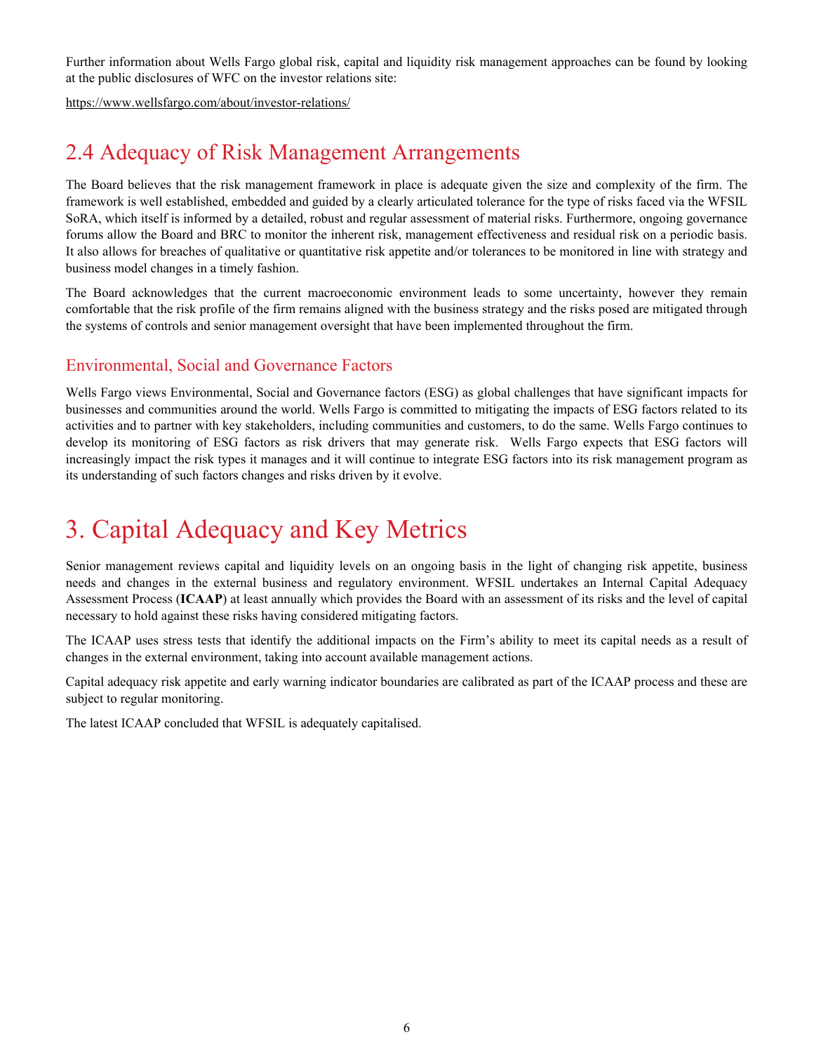Further information about Wells Fargo global risk, capital and liquidity risk management approaches can be found by looking at the public disclosures of WFC on the investor relations site:

https://www.wellsfargo.com/about/investor-relations/

## 2.4 Adequacy of Risk Management Arrangements

The Board believes that the risk management framework in place is adequate given the size and complexity of the firm. The framework is well established, embedded and guided by a clearly articulated tolerance for the type of risks faced via the WFSIL SoRA, which itself is informed by a detailed, robust and regular assessment of material risks. Furthermore, ongoing governance forums allow the Board and BRC to monitor the inherent risk, management effectiveness and residual risk on a periodic basis. It also allows for breaches of qualitative or quantitative risk appetite and/or tolerances to be monitored in line with strategy and business model changes in a timely fashion.

The Board acknowledges that the current macroeconomic environment leads to some uncertainty, however they remain comfortable that the risk profile of the firm remains aligned with the business strategy and the risks posed are mitigated through the systems of controls and senior management oversight that have been implemented throughout the firm.

### Environmental, Social and Governance Factors

Wells Fargo views Environmental, Social and Governance factors (ESG) as global challenges that have significant impacts for businesses and communities around the world. Wells Fargo is committed to mitigating the impacts of ESG factors related to its activities and to partner with key stakeholders, including communities and customers, to do the same. Wells Fargo continues to develop its monitoring of ESG factors as risk drivers that may generate risk. Wells Fargo expects that ESG factors will increasingly impact the risk types it manages and it will continue to integrate ESG factors into its risk management program as its understanding of such factors changes and risks driven by it evolve.

# 3. Capital Adequacy and Key Metrics

Senior management reviews capital and liquidity levels on an ongoing basis in the light of changing risk appetite, business needs and changes in the external business and regulatory environment. WFSIL undertakes an Internal Capital Adequacy Assessment Process (**ICAAP**) at least annually which provides the Board with an assessment of its risks and the level of capital necessary to hold against these risks having considered mitigating factors.

The ICAAP uses stress tests that identify the additional impacts on the Firm's ability to meet its capital needs as a result of changes in the external environment, taking into account available management actions.

Capital adequacy risk appetite and early warning indicator boundaries are calibrated as part of the ICAAP process and these are subject to regular monitoring.

The latest ICAAP concluded that WFSIL is adequately capitalised.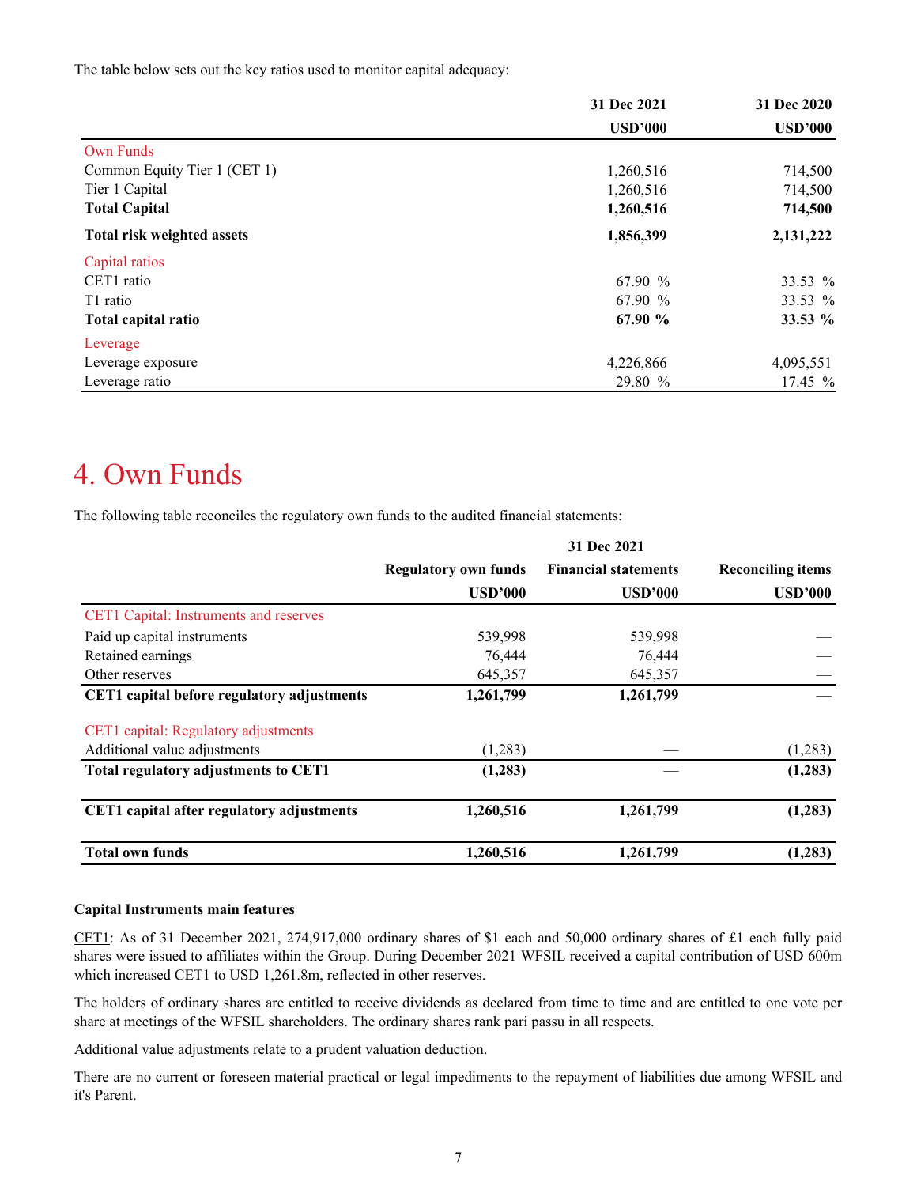The table below sets out the key ratios used to monitor capital adequacy:

| | 31 Dec 2021 | 31 Dec 2020 |
|---|---|---|
| | USD'000 | USD'000 |
| Own Funds | | |
| Common Equity Tier 1 (CET 1) | 1,260,516 | 714,500 |
| Tier 1 Capital | 1,260,516 | 714,500 |
| **Total Capital** | **1,260,516** | **714,500** |
| **Total risk weighted assets** | **1,856,399** | **2,131,222** |
| Capital ratios | | |
| CET1 ratio | 67.90 % | 33.53 % |
| T1 ratio | 67.90 % | 33.53 % |
| **Total capital ratio** | **67.90 %** | **33.53 %** |
| Leverage | | |
| Leverage exposure | 4,226,866 | 4,095,551 |
| Leverage ratio | 29.80 % | 17.45 % |

# 4. Own Funds

The following table reconciles the regulatory own funds to the audited financial statements:

| | 31 Dec 2021 | | |
|---|---|---|---|
| | Regulatory own funds | Financial statements | Reconciling items |
| | USD'000 | USD'000 | USD'000 |
| CET1 Capital: Instruments and reserves | | | |
| Paid up capital instruments | 539,998 | 539,998 | — |
| Retained earnings | 76,444 | 76,444 | — |
| Other reserves | 645,357 | 645,357 | — |
| **CET1 capital before regulatory adjustments** | **1,261,799** | **1,261,799** | — |
| CET1 capital: Regulatory adjustments | | | |
| Additional value adjustments | (1,283) | — | (1,283) |
| **Total regulatory adjustments to CET1** | **(1,283)** | — | **(1,283)** |
| **CET1 capital after regulatory adjustments** | **1,260,516** | **1,261,799** | **(1,283)** |
| **Total own funds** | **1,260,516** | **1,261,799** | **(1,283)** |

**Capital Instruments main features**

CET1: As of 31 December 2021, 274,917,000 ordinary shares of $1 each and 50,000 ordinary shares of £1 each fully paid shares were issued to affiliates within the Group. During December 2021 WFSIL received a capital contribution of USD 600m which increased CET1 to USD 1,261.8m, reflected in other reserves.

The holders of ordinary shares are entitled to receive dividends as declared from time to time and are entitled to one vote per share at meetings of the WFSIL shareholders. The ordinary shares rank pari passu in all respects.

Additional value adjustments relate to a prudent valuation deduction.

There are no current or foreseen material practical or legal impediments to the repayment of liabilities due among WFSIL and it's Parent.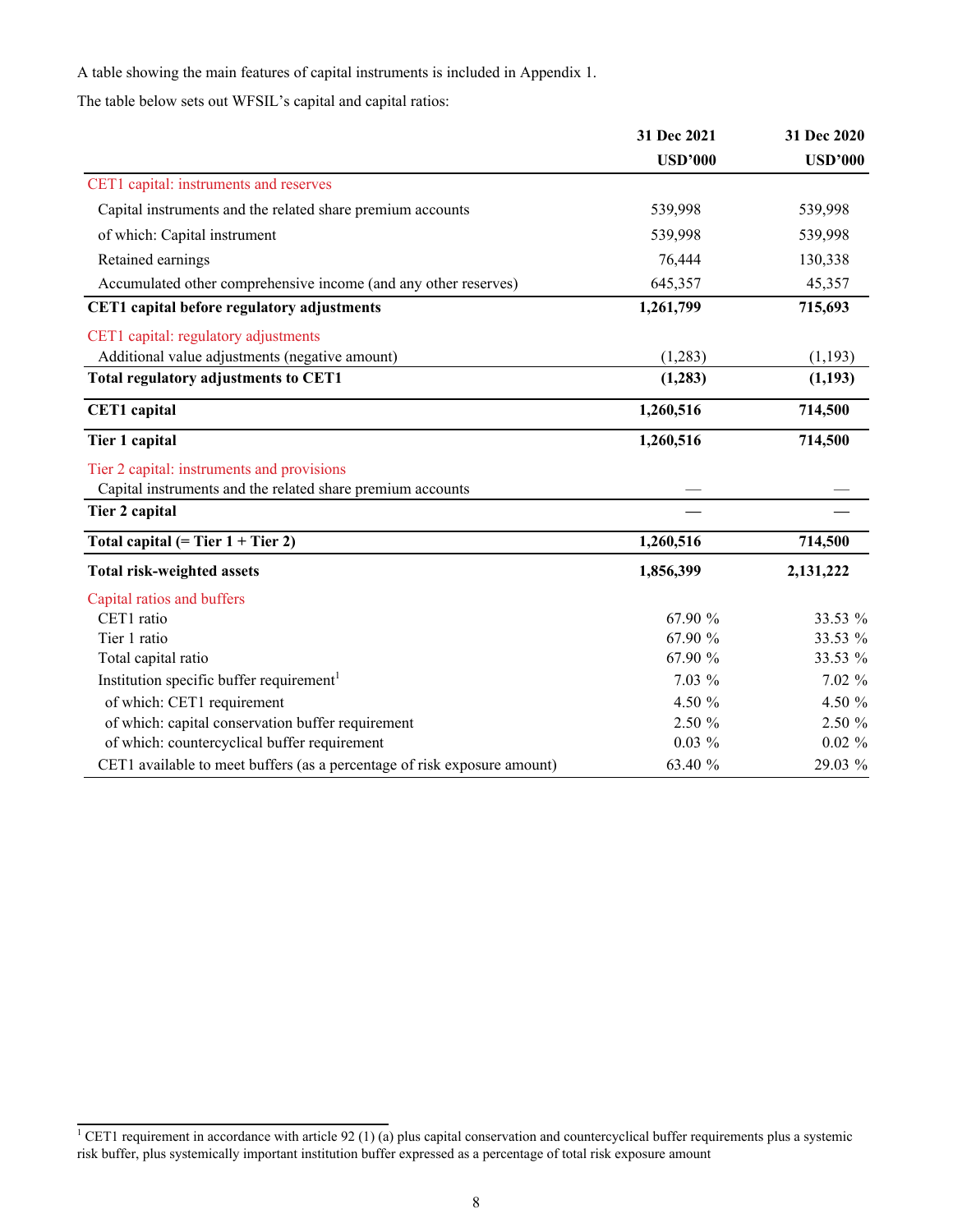A table showing the main features of capital instruments is included in Appendix 1.

The table below sets out WFSIL's capital and capital ratios:

| | 31 Dec 2021 USD'000 | 31 Dec 2020 USD'000 |
|---|---|---|
| CET1 capital: instruments and reserves | | |
| Capital instruments and the related share premium accounts | 539,998 | 539,998 |
| of which: Capital instrument | 539,998 | 539,998 |
| Retained earnings | 76,444 | 130,338 |
| Accumulated other comprehensive income (and any other reserves) | 645,357 | 45,357 |
| **CET1 capital before regulatory adjustments** | **1,261,799** | **715,693** |
| CET1 capital: regulatory adjustments | | |
| Additional value adjustments (negative amount) | (1,283) | (1,193) |
| **Total regulatory adjustments to CET1** | **(1,283)** | **(1,193)** |
| **CET1 capital** | **1,260,516** | **714,500** |
| **Tier 1 capital** | **1,260,516** | **714,500** |
| Tier 2 capital: instruments and provisions | | |
| Capital instruments and the related share premium accounts | — | — |
| **Tier 2 capital** | **—** | **—** |
| **Total capital (= Tier 1 + Tier 2)** | **1,260,516** | **714,500** |
| **Total risk-weighted assets** | **1,856,399** | **2,131,222** |
| Capital ratios and buffers | | |
| CET1 ratio | 67.90 % | 33.53 % |
| Tier 1 ratio | 67.90 % | 33.53 % |
| Total capital ratio | 67.90 % | 33.53 % |
| Institution specific buffer requirement[1] | 7.03 % | 7.02 % |
| of which: CET1 requirement | 4.50 % | 4.50 % |
| of which: capital conservation buffer requirement | 2.50 % | 2.50 % |
| of which: countercyclical buffer requirement | 0.03 % | 0.02 % |
| CET1 available to meet buffers (as a percentage of risk exposure amount) | 63.40 % | 29.03 % |

[1] CET1 requirement in accordance with article 92 (1) (a) plus capital conservation and countercyclical buffer requirements plus a systemic risk buffer, plus systemically important institution buffer expressed as a percentage of total risk exposure amount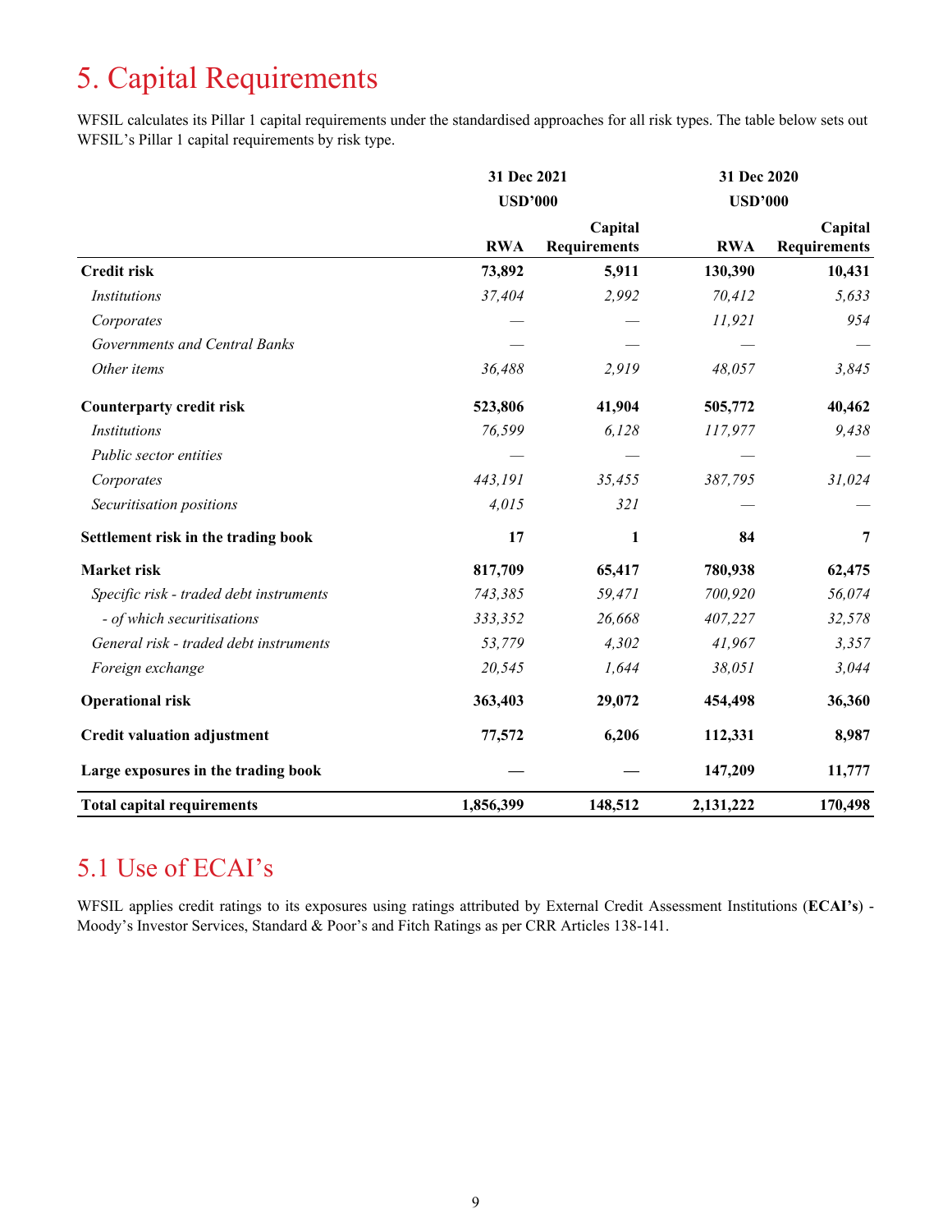# 5. Capital Requirements

WFSIL calculates its Pillar 1 capital requirements under the standardised approaches for all risk types. The table below sets out WFSIL's Pillar 1 capital requirements by risk type.

| | 31 Dec 2021 USD'000 | | 31 Dec 2020 USD'000 | |
|---|---|---|---|---|
| | **RWA** | **Capital Requirements** | **RWA** | **Capital Requirements** |
| **Credit risk** | **73,892** | **5,911** | **130,390** | **10,431** |
| *Institutions* | *37,404* | *2,992* | *70,412* | *5,633* |
| *Corporates* | — | — | *11,921* | *954* |
| *Governments and Central Banks* | — | — | — | — |
| *Other items* | *36,488* | *2,919* | *48,057* | *3,845* |
| **Counterparty credit risk** | **523,806** | **41,904** | **505,772** | **40,462** |
| *Institutions* | *76,599* | *6,128* | *117,977* | *9,438* |
| *Public sector entities* | — | — | — | — |
| *Corporates* | *443,191* | *35,455* | *387,795* | *31,024* |
| *Securitisation positions* | *4,015* | *321* | — | — |
| **Settlement risk in the trading book** | **17** | **1** | **84** | **7** |
| **Market risk** | **817,709** | **65,417** | **780,938** | **62,475** |
| *Specific risk - traded debt instruments* | *743,385* | *59,471* | *700,920* | *56,074* |
| *- of which securitisations* | *333,352* | *26,668* | *407,227* | *32,578* |
| *General risk - traded debt instruments* | *53,779* | *4,302* | *41,967* | *3,357* |
| *Foreign exchange* | *20,545* | *1,644* | *38,051* | *3,044* |
| **Operational risk** | **363,403** | **29,072** | **454,498** | **36,360** |
| **Credit valuation adjustment** | **77,572** | **6,206** | **112,331** | **8,987** |
| **Large exposures in the trading book** | **—** | **—** | **147,209** | **11,777** |
| **Total capital requirements** | **1,856,399** | **148,512** | **2,131,222** | **170,498** |

## 5.1 Use of ECAI's

WFSIL applies credit ratings to its exposures using ratings attributed by External Credit Assessment Institutions (**ECAI's**) - Moody's Investor Services, Standard & Poor's and Fitch Ratings as per CRR Articles 138-141.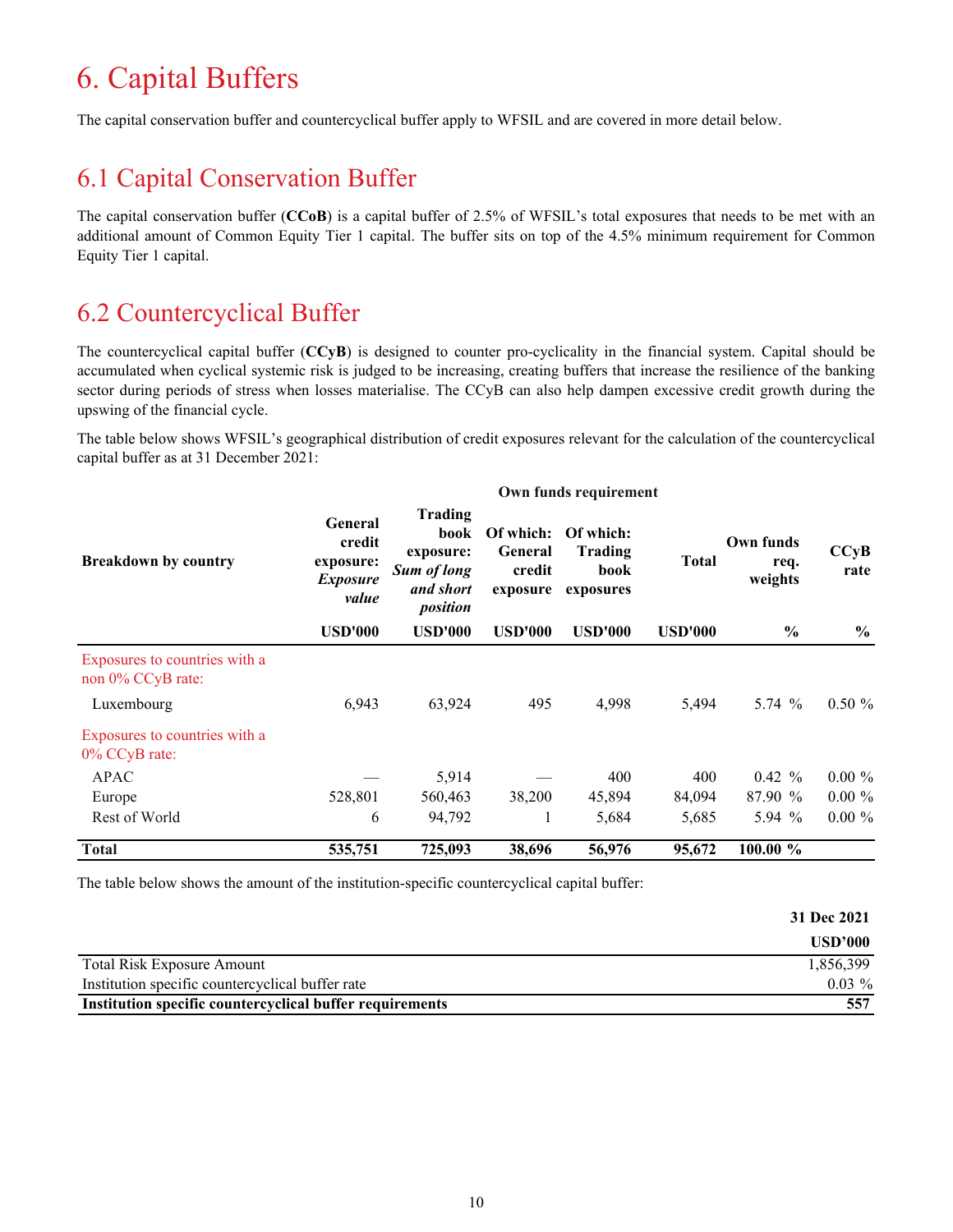# 6. Capital Buffers

The capital conservation buffer and countercyclical buffer apply to WFSIL and are covered in more detail below.

## 6.1 Capital Conservation Buffer

The capital conservation buffer (**CCoB**) is a capital buffer of 2.5% of WFSIL's total exposures that needs to be met with an additional amount of Common Equity Tier 1 capital. The buffer sits on top of the 4.5% minimum requirement for Common Equity Tier 1 capital.

## 6.2 Countercyclical Buffer

The countercyclical capital buffer (**CCyB**) is designed to counter pro-cyclicality in the financial system. Capital should be accumulated when cyclical systemic risk is judged to be increasing, creating buffers that increase the resilience of the banking sector during periods of stress when losses materialise. The CCyB can also help dampen excessive credit growth during the upswing of the financial cycle.

The table below shows WFSIL's geographical distribution of credit exposures relevant for the calculation of the countercyclical capital buffer as at 31 December 2021:

| | | | Own funds requirement | | | | |
|---|---|---|---|---|---|---|---|
| **Breakdown by country** | **General credit exposure:** ***Exposure value*** | **Trading book exposure:** ***Sum of long and short position*** | **Of which: General credit exposure** | **Of which: Trading book exposures** | **Total** | **Own funds req. weights** | **CCyB rate** |
| | **USD'000** | **USD'000** | **USD'000** | **USD'000** | **USD'000** | **%** | **%** |
| Exposures to countries with a non 0% CCyB rate: | | | | | | | |
| Luxembourg | 6,943 | 63,924 | 495 | 4,998 | 5,494 | 5.74 % | 0.50 % |
| Exposures to countries with a 0% CCyB rate: | | | | | | | |
| APAC | — | 5,914 | — | 400 | 400 | 0.42 % | 0.00 % |
| Europe | 528,801 | 560,463 | 38,200 | 45,894 | 84,094 | 87.90 % | 0.00 % |
| Rest of World | 6 | 94,792 | 1 | 5,684 | 5,685 | 5.94 % | 0.00 % |
| **Total** | **535,751** | **725,093** | **38,696** | **56,976** | **95,672** | **100.00 %** | |

The table below shows the amount of the institution-specific countercyclical capital buffer:

| | **31 Dec 2021** |
|---|---|
| | **USD'000** |
| Total Risk Exposure Amount | 1,856,399 |
| Institution specific countercyclical buffer rate | 0.03 % |
| **Institution specific countercyclical buffer requirements** | **557** |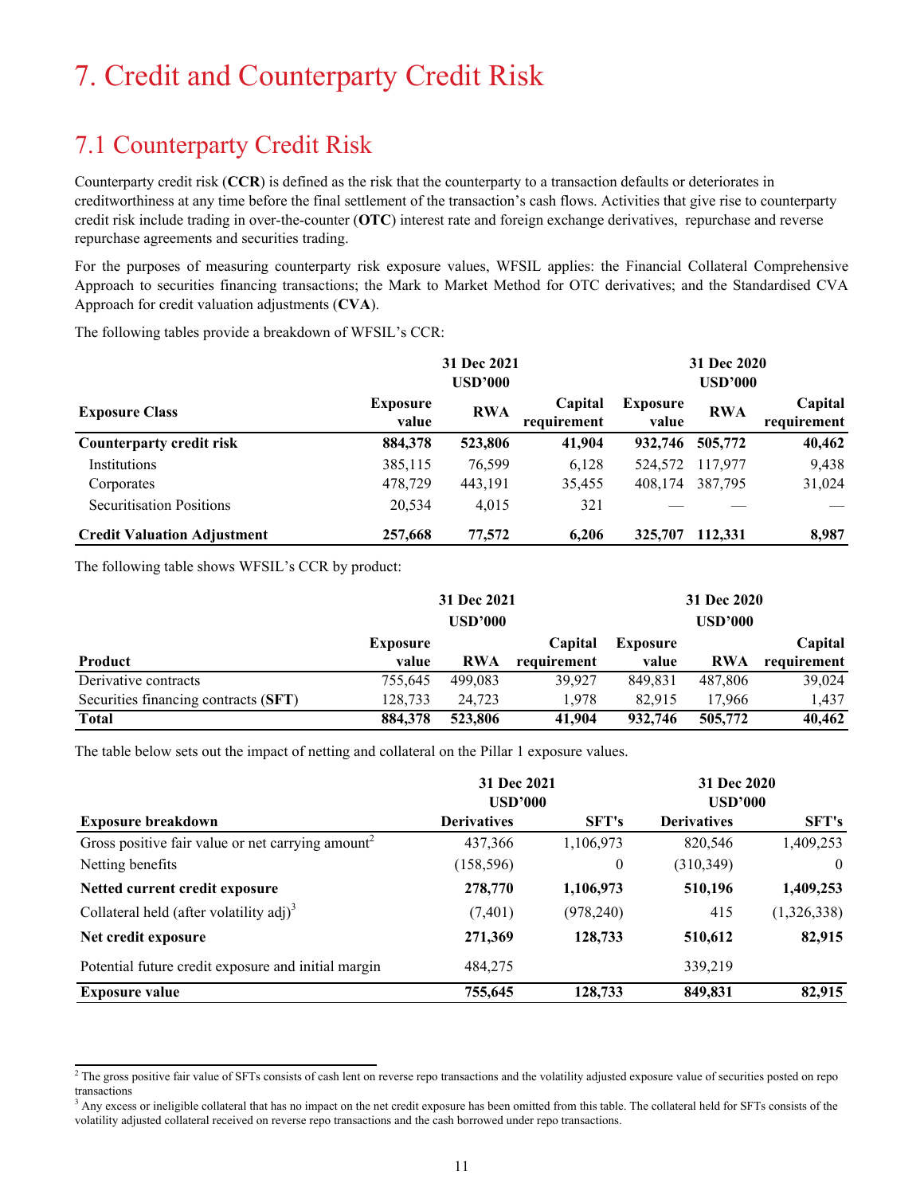# 7. Credit and Counterparty Credit Risk

## 7.1 Counterparty Credit Risk

Counterparty credit risk (**CCR**) is defined as the risk that the counterparty to a transaction defaults or deteriorates in creditworthiness at any time before the final settlement of the transaction's cash flows. Activities that give rise to counterparty credit risk include trading in over-the-counter (**OTC**) interest rate and foreign exchange derivatives, repurchase and reverse repurchase agreements and securities trading.

For the purposes of measuring counterparty risk exposure values, WFSIL applies: the Financial Collateral Comprehensive Approach to securities financing transactions; the Mark to Market Method for OTC derivatives; and the Standardised CVA Approach for credit valuation adjustments (**CVA**).

The following tables provide a breakdown of WFSIL's CCR:

| | 31 Dec 2021 USD'000 | | | 31 Dec 2020 USD'000 | | |
|---|---|---|---|---|---|---|
| **Exposure Class** | **Exposure value** | **RWA** | **Capital requirement** | **Exposure value** | **RWA** | **Capital requirement** |
| **Counterparty credit risk** | **884,378** | **523,806** | **41,904** | **932,746** | **505,772** | **40,462** |
| Institutions | 385,115 | 76,599 | 6,128 | 524,572 | 117,977 | 9,438 |
| Corporates | 478,729 | 443,191 | 35,455 | 408,174 | 387,795 | 31,024 |
| Securitisation Positions | 20,534 | 4,015 | 321 | — | — | — |
| **Credit Valuation Adjustment** | **257,668** | **77,572** | **6,206** | **325,707** | **112,331** | **8,987** |

The following table shows WFSIL's CCR by product:

| | 31 Dec 2021 USD'000 | | | 31 Dec 2020 USD'000 | | |
|---|---|---|---|---|---|---|
| **Product** | **Exposure value** | **RWA** | **Capital requirement** | **Exposure value** | **RWA** | **Capital requirement** |
| Derivative contracts | 755,645 | 499,083 | 39,927 | 849,831 | 487,806 | 39,024 |
| Securities financing contracts (**SFT**) | 128,733 | 24,723 | 1,978 | 82,915 | 17,966 | 1,437 |
| **Total** | **884,378** | **523,806** | **41,904** | **932,746** | **505,772** | **40,462** |

The table below sets out the impact of netting and collateral on the Pillar 1 exposure values.

| | 31 Dec 2021 USD'000 | | 31 Dec 2020 USD'000 | |
|---|---|---|---|---|
| **Exposure breakdown** | **Derivatives** | **SFT's** | **Derivatives** | **SFT's** |
| Gross positive fair value or net carrying amount[2] | 437,366 | 1,106,973 | 820,546 | 1,409,253 |
| Netting benefits | (158,596) | 0 | (310,349) | 0 |
| **Netted current credit exposure** | **278,770** | **1,106,973** | **510,196** | **1,409,253** |
| Collateral held (after volatility adj)[3] | (7,401) | (978,240) | 415 | (1,326,338) |
| **Net credit exposure** | **271,369** | **128,733** | **510,612** | **82,915** |
| Potential future credit exposure and initial margin | 484,275 | | 339,219 | |
| **Exposure value** | **755,645** | **128,733** | **849,831** | **82,915** |

[2] The gross positive fair value of SFTs consists of cash lent on reverse repo transactions and the volatility adjusted exposure value of securities posted on repo transactions

[3] Any excess or ineligible collateral that has no impact on the net credit exposure has been omitted from this table. The collateral held for SFTs consists of the volatility adjusted collateral received on reverse repo transactions and the cash borrowed under repo transactions.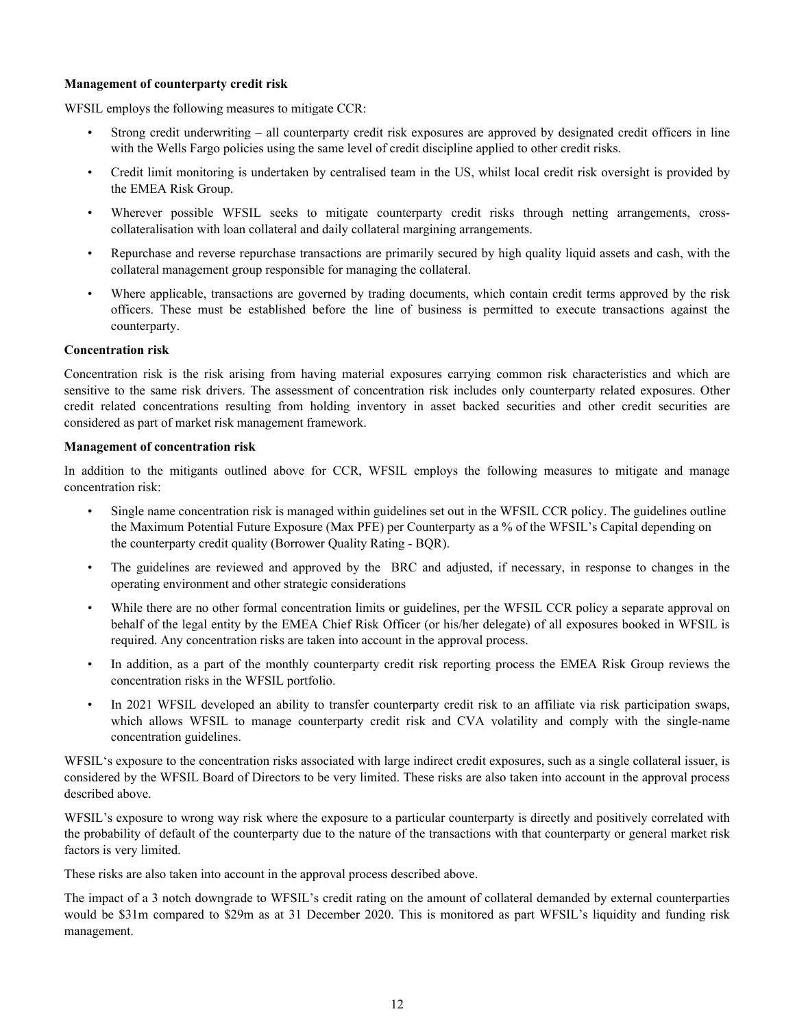**Management of counterparty credit risk**

WFSIL employs the following measures to mitigate CCR:

- Strong credit underwriting – all counterparty credit risk exposures are approved by designated credit officers in line with the Wells Fargo policies using the same level of credit discipline applied to other credit risks.
- Credit limit monitoring is undertaken by centralised team in the US, whilst local credit risk oversight is provided by the EMEA Risk Group.
- Wherever possible WFSIL seeks to mitigate counterparty credit risks through netting arrangements, cross-collateralisation with loan collateral and daily collateral margining arrangements.
- Repurchase and reverse repurchase transactions are primarily secured by high quality liquid assets and cash, with the collateral management group responsible for managing the collateral.
- Where applicable, transactions are governed by trading documents, which contain credit terms approved by the risk officers. These must be established before the line of business is permitted to execute transactions against the counterparty.

**Concentration risk**

Concentration risk is the risk arising from having material exposures carrying common risk characteristics and which are sensitive to the same risk drivers. The assessment of concentration risk includes only counterparty related exposures. Other credit related concentrations resulting from holding inventory in asset backed securities and other credit securities are considered as part of market risk management framework.

**Management of concentration risk**

In addition to the mitigants outlined above for CCR, WFSIL employs the following measures to mitigate and manage concentration risk:

- Single name concentration risk is managed within guidelines set out in the WFSIL CCR policy. The guidelines outline the Maximum Potential Future Exposure (Max PFE) per Counterparty as a % of the WFSIL's Capital depending on the counterparty credit quality (Borrower Quality Rating - BQR).
- The guidelines are reviewed and approved by the BRC and adjusted, if necessary, in response to changes in the operating environment and other strategic considerations
- While there are no other formal concentration limits or guidelines, per the WFSIL CCR policy a separate approval on behalf of the legal entity by the EMEA Chief Risk Officer (or his/her delegate) of all exposures booked in WFSIL is required. Any concentration risks are taken into account in the approval process.
- In addition, as a part of the monthly counterparty credit risk reporting process the EMEA Risk Group reviews the concentration risks in the WFSIL portfolio.
- In 2021 WFSIL developed an ability to transfer counterparty credit risk to an affiliate via risk participation swaps, which allows WFSIL to manage counterparty credit risk and CVA volatility and comply with the single-name concentration guidelines.

WFSIL's exposure to the concentration risks associated with large indirect credit exposures, such as a single collateral issuer, is considered by the WFSIL Board of Directors to be very limited. These risks are also taken into account in the approval process described above.

WFSIL's exposure to wrong way risk where the exposure to a particular counterparty is directly and positively correlated with the probability of default of the counterparty due to the nature of the transactions with that counterparty or general market risk factors is very limited.

These risks are also taken into account in the approval process described above.

The impact of a 3 notch downgrade to WFSIL's credit rating on the amount of collateral demanded by external counterparties would be $31m compared to $29m as at 31 December 2020. This is monitored as part WFSIL's liquidity and funding risk management.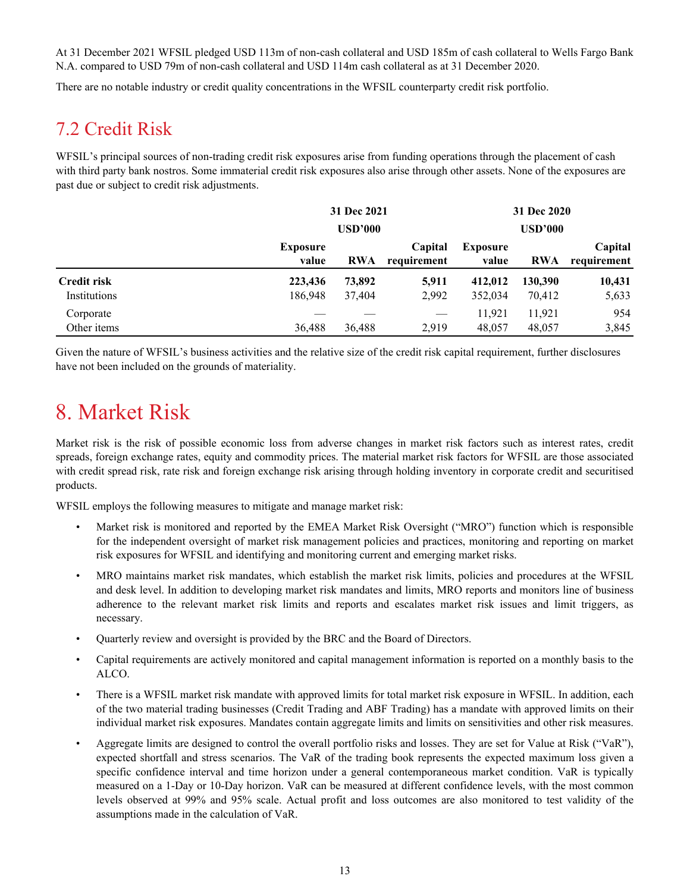At 31 December 2021 WFSIL pledged USD 113m of non-cash collateral and USD 185m of cash collateral to Wells Fargo Bank N.A. compared to USD 79m of non-cash collateral and USD 114m cash collateral as at 31 December 2020.

There are no notable industry or credit quality concentrations in the WFSIL counterparty credit risk portfolio.

## 7.2 Credit Risk

WFSIL's principal sources of non-trading credit risk exposures arise from funding operations through the placement of cash with third party bank nostros. Some immaterial credit risk exposures also arise through other assets. None of the exposures are past due or subject to credit risk adjustments.

| | 31 Dec 2021 USD'000 | | | 31 Dec 2020 USD'000 | | |
|---|---|---|---|---|---|---|
| | Exposure value | RWA | Capital requirement | Exposure value | RWA | Capital requirement |
| **Credit risk** | **223,436** | **73,892** | **5,911** | **412,012** | **130,390** | **10,431** |
| Institutions | 186,948 | 37,404 | 2,992 | 352,034 | 70,412 | 5,633 |
| Corporate | — | — | — | 11,921 | 11,921 | 954 |
| Other items | 36,488 | 36,488 | 2,919 | 48,057 | 48,057 | 3,845 |

Given the nature of WFSIL's business activities and the relative size of the credit risk capital requirement, further disclosures have not been included on the grounds of materiality.

# 8. Market Risk

Market risk is the risk of possible economic loss from adverse changes in market risk factors such as interest rates, credit spreads, foreign exchange rates, equity and commodity prices. The material market risk factors for WFSIL are those associated with credit spread risk, rate risk and foreign exchange risk arising through holding inventory in corporate credit and securitised products.

WFSIL employs the following measures to mitigate and manage market risk:

- Market risk is monitored and reported by the EMEA Market Risk Oversight ("MRO") function which is responsible for the independent oversight of market risk management policies and practices, monitoring and reporting on market risk exposures for WFSIL and identifying and monitoring current and emerging market risks.
- MRO maintains market risk mandates, which establish the market risk limits, policies and procedures at the WFSIL and desk level. In addition to developing market risk mandates and limits, MRO reports and monitors line of business adherence to the relevant market risk limits and reports and escalates market risk issues and limit triggers, as necessary.
- Quarterly review and oversight is provided by the BRC and the Board of Directors.
- Capital requirements are actively monitored and capital management information is reported on a monthly basis to the ALCO.
- There is a WFSIL market risk mandate with approved limits for total market risk exposure in WFSIL. In addition, each of the two material trading businesses (Credit Trading and ABF Trading) has a mandate with approved limits on their individual market risk exposures. Mandates contain aggregate limits and limits on sensitivities and other risk measures.
- Aggregate limits are designed to control the overall portfolio risks and losses. They are set for Value at Risk ("VaR"), expected shortfall and stress scenarios. The VaR of the trading book represents the expected maximum loss given a specific confidence interval and time horizon under a general contemporaneous market condition. VaR is typically measured on a 1-Day or 10-Day horizon. VaR can be measured at different confidence levels, with the most common levels observed at 99% and 95% scale. Actual profit and loss outcomes are also monitored to test validity of the assumptions made in the calculation of VaR.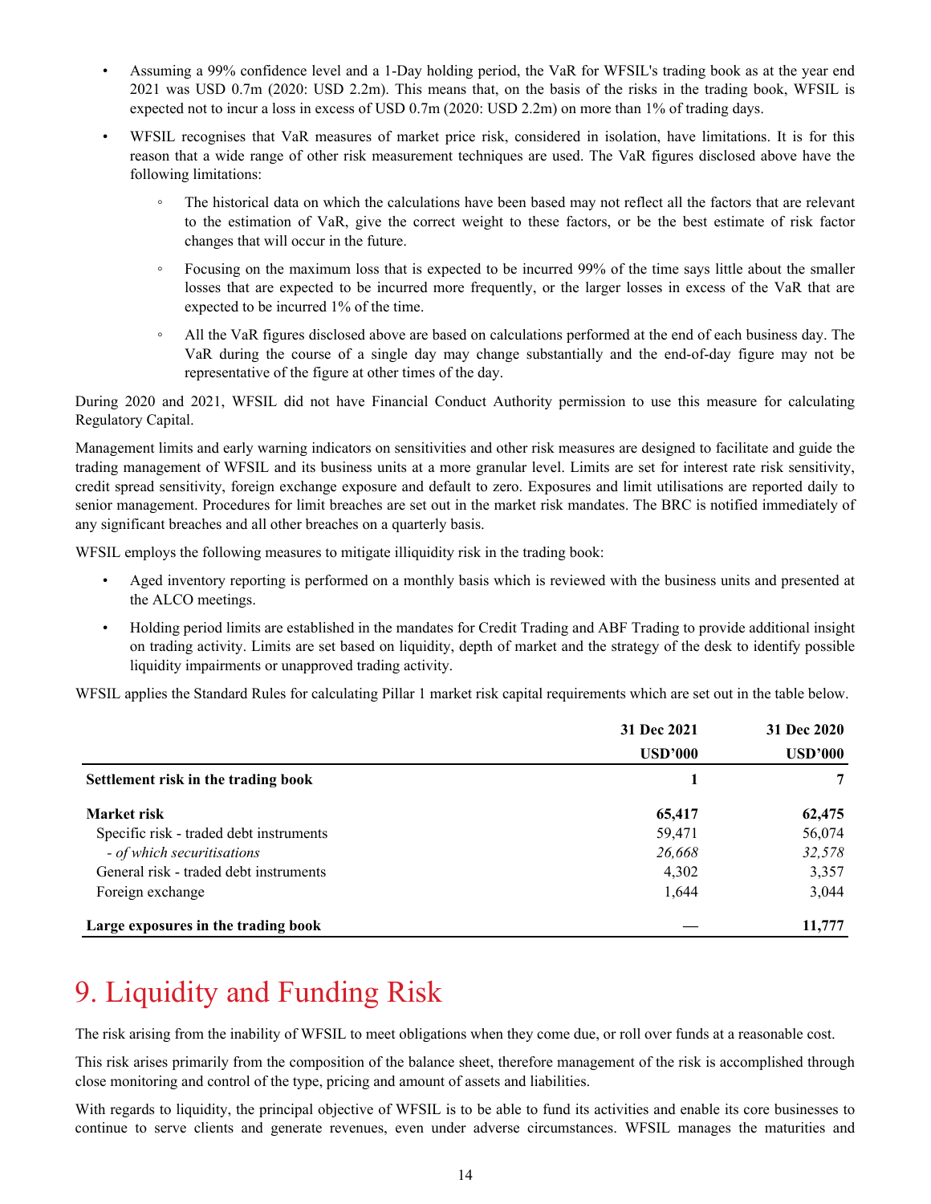- Assuming a 99% confidence level and a 1-Day holding period, the VaR for WFSIL's trading book as at the year end 2021 was USD 0.7m (2020: USD 2.2m). This means that, on the basis of the risks in the trading book, WFSIL is expected not to incur a loss in excess of USD 0.7m (2020: USD 2.2m) on more than 1% of trading days.
- WFSIL recognises that VaR measures of market price risk, considered in isolation, have limitations. It is for this reason that a wide range of other risk measurement techniques are used. The VaR figures disclosed above have the following limitations:
  - The historical data on which the calculations have been based may not reflect all the factors that are relevant to the estimation of VaR, give the correct weight to these factors, or be the best estimate of risk factor changes that will occur in the future.
  - Focusing on the maximum loss that is expected to be incurred 99% of the time says little about the smaller losses that are expected to be incurred more frequently, or the larger losses in excess of the VaR that are expected to be incurred 1% of the time.
  - All the VaR figures disclosed above are based on calculations performed at the end of each business day. The VaR during the course of a single day may change substantially and the end-of-day figure may not be representative of the figure at other times of the day.

During 2020 and 2021, WFSIL did not have Financial Conduct Authority permission to use this measure for calculating Regulatory Capital.

Management limits and early warning indicators on sensitivities and other risk measures are designed to facilitate and guide the trading management of WFSIL and its business units at a more granular level. Limits are set for interest rate risk sensitivity, credit spread sensitivity, foreign exchange exposure and default to zero. Exposures and limit utilisations are reported daily to senior management. Procedures for limit breaches are set out in the market risk mandates. The BRC is notified immediately of any significant breaches and all other breaches on a quarterly basis.

WFSIL employs the following measures to mitigate illiquidity risk in the trading book:

- Aged inventory reporting is performed on a monthly basis which is reviewed with the business units and presented at the ALCO meetings.
- Holding period limits are established in the mandates for Credit Trading and ABF Trading to provide additional insight on trading activity. Limits are set based on liquidity, depth of market and the strategy of the desk to identify possible liquidity impairments or unapproved trading activity.

WFSIL applies the Standard Rules for calculating Pillar 1 market risk capital requirements which are set out in the table below.

| | 31 Dec 2021<br>USD'000 | 31 Dec 2020<br>USD'000 |
|---|---|---|
| **Settlement risk in the trading book** | **1** | **7** |
| **Market risk** | **65,417** | **62,475** |
| Specific risk - traded debt instruments | 59,471 | 56,074 |
| *- of which securitisations* | *26,668* | *32,578* |
| General risk - traded debt instruments | 4,302 | 3,357 |
| Foreign exchange | 1,644 | 3,044 |
| **Large exposures in the trading book** | **—** | **11,777** |

# 9. Liquidity and Funding Risk

The risk arising from the inability of WFSIL to meet obligations when they come due, or roll over funds at a reasonable cost.

This risk arises primarily from the composition of the balance sheet, therefore management of the risk is accomplished through close monitoring and control of the type, pricing and amount of assets and liabilities.

With regards to liquidity, the principal objective of WFSIL is to be able to fund its activities and enable its core businesses to continue to serve clients and generate revenues, even under adverse circumstances. WFSIL manages the maturities and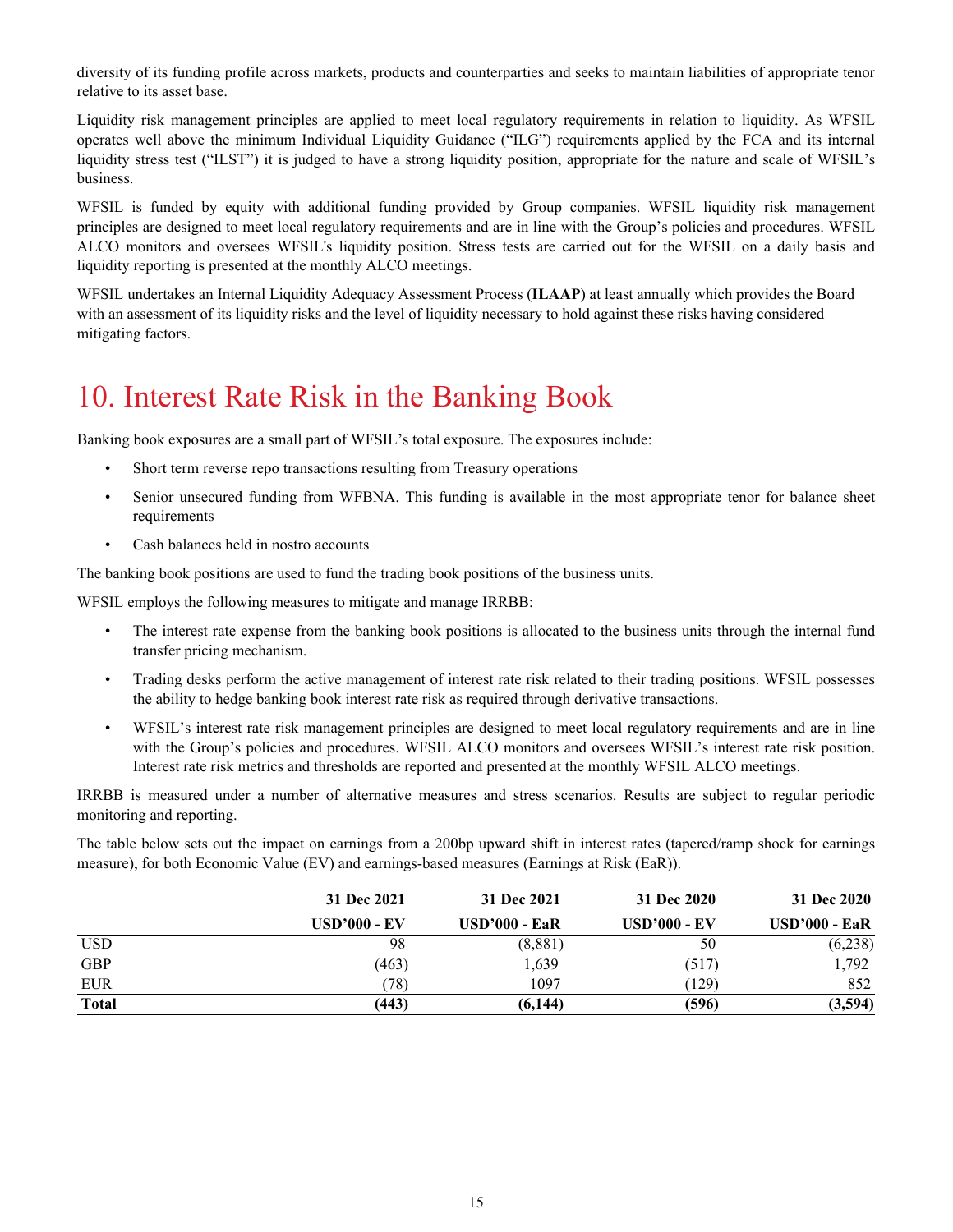diversity of its funding profile across markets, products and counterparties and seeks to maintain liabilities of appropriate tenor relative to its asset base.

Liquidity risk management principles are applied to meet local regulatory requirements in relation to liquidity. As WFSIL operates well above the minimum Individual Liquidity Guidance ("ILG") requirements applied by the FCA and its internal liquidity stress test ("ILST") it is judged to have a strong liquidity position, appropriate for the nature and scale of WFSIL's business.

WFSIL is funded by equity with additional funding provided by Group companies. WFSIL liquidity risk management principles are designed to meet local regulatory requirements and are in line with the Group's policies and procedures. WFSIL ALCO monitors and oversees WFSIL's liquidity position. Stress tests are carried out for the WFSIL on a daily basis and liquidity reporting is presented at the monthly ALCO meetings.

WFSIL undertakes an Internal Liquidity Adequacy Assessment Process (**ILAAP**) at least annually which provides the Board with an assessment of its liquidity risks and the level of liquidity necessary to hold against these risks having considered mitigating factors.

# 10. Interest Rate Risk in the Banking Book

Banking book exposures are a small part of WFSIL's total exposure. The exposures include:

- Short term reverse repo transactions resulting from Treasury operations
- Senior unsecured funding from WFBNA. This funding is available in the most appropriate tenor for balance sheet requirements
- Cash balances held in nostro accounts

The banking book positions are used to fund the trading book positions of the business units.

WFSIL employs the following measures to mitigate and manage IRRBB:

- The interest rate expense from the banking book positions is allocated to the business units through the internal fund transfer pricing mechanism.
- Trading desks perform the active management of interest rate risk related to their trading positions. WFSIL possesses the ability to hedge banking book interest rate risk as required through derivative transactions.
- WFSIL's interest rate risk management principles are designed to meet local regulatory requirements and are in line with the Group's policies and procedures. WFSIL ALCO monitors and oversees WFSIL's interest rate risk position. Interest rate risk metrics and thresholds are reported and presented at the monthly WFSIL ALCO meetings.

IRRBB is measured under a number of alternative measures and stress scenarios. Results are subject to regular periodic monitoring and reporting.

The table below sets out the impact on earnings from a 200bp upward shift in interest rates (tapered/ramp shock for earnings measure), for both Economic Value (EV) and earnings-based measures (Earnings at Risk (EaR)).

| | 31 Dec 2021 | 31 Dec 2021 | 31 Dec 2020 | 31 Dec 2020 |
|---|---|---|---|---|
| | **USD'000 - EV** | **USD'000 - EaR** | **USD'000 - EV** | **USD'000 - EaR** |
| USD | 98 | (8,881) | 50 | (6,238) |
| GBP | (463) | 1,639 | (517) | 1,792 |
| EUR | (78) | 1097 | (129) | 852 |
| **Total** | **(443)** | **(6,144)** | **(596)** | **(3,594)** |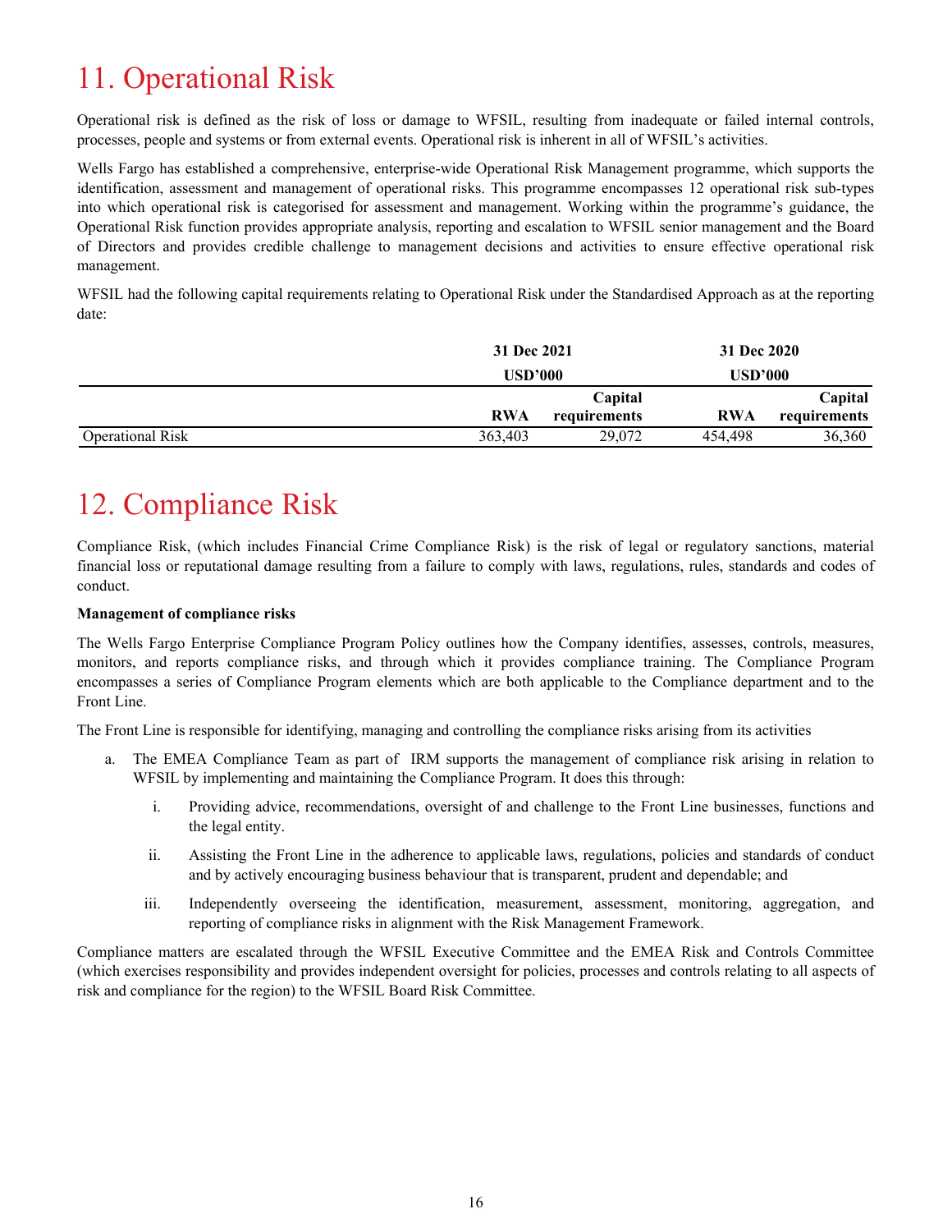# 11. Operational Risk

Operational risk is defined as the risk of loss or damage to WFSIL, resulting from inadequate or failed internal controls, processes, people and systems or from external events. Operational risk is inherent in all of WFSIL's activities.

Wells Fargo has established a comprehensive, enterprise-wide Operational Risk Management programme, which supports the identification, assessment and management of operational risks. This programme encompasses 12 operational risk sub-types into which operational risk is categorised for assessment and management. Working within the programme's guidance, the Operational Risk function provides appropriate analysis, reporting and escalation to WFSIL senior management and the Board of Directors and provides credible challenge to management decisions and activities to ensure effective operational risk management.

WFSIL had the following capital requirements relating to Operational Risk under the Standardised Approach as at the reporting date:

| | 31 Dec 2021 USD'000 | | 31 Dec 2020 USD'000 | |
|---|---|---|---|---|
| | RWA | Capital requirements | RWA | Capital requirements |
| Operational Risk | 363,403 | 29,072 | 454,498 | 36,360 |

# 12. Compliance Risk

Compliance Risk, (which includes Financial Crime Compliance Risk) is the risk of legal or regulatory sanctions, material financial loss or reputational damage resulting from a failure to comply with laws, regulations, rules, standards and codes of conduct.

**Management of compliance risks**

The Wells Fargo Enterprise Compliance Program Policy outlines how the Company identifies, assesses, controls, measures, monitors, and reports compliance risks, and through which it provides compliance training. The Compliance Program encompasses a series of Compliance Program elements which are both applicable to the Compliance department and to the Front Line.

The Front Line is responsible for identifying, managing and controlling the compliance risks arising from its activities

a. The EMEA Compliance Team as part of IRM supports the management of compliance risk arising in relation to WFSIL by implementing and maintaining the Compliance Program. It does this through:

   i. Providing advice, recommendations, oversight of and challenge to the Front Line businesses, functions and the legal entity.

   ii. Assisting the Front Line in the adherence to applicable laws, regulations, policies and standards of conduct and by actively encouraging business behaviour that is transparent, prudent and dependable; and

   iii. Independently overseeing the identification, measurement, assessment, monitoring, aggregation, and reporting of compliance risks in alignment with the Risk Management Framework.

Compliance matters are escalated through the WFSIL Executive Committee and the EMEA Risk and Controls Committee (which exercises responsibility and provides independent oversight for policies, processes and controls relating to all aspects of risk and compliance for the region) to the WFSIL Board Risk Committee.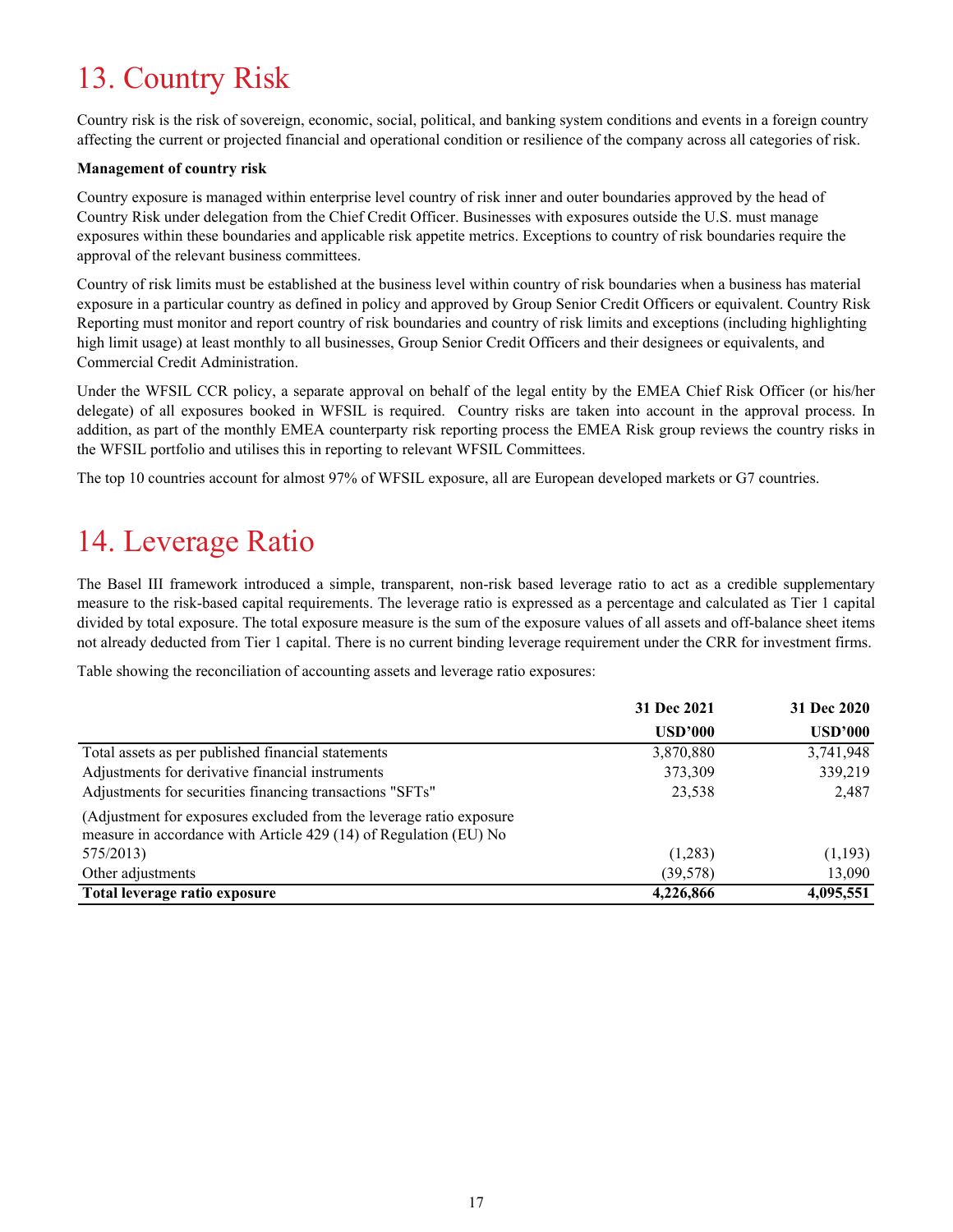# 13. Country Risk

Country risk is the risk of sovereign, economic, social, political, and banking system conditions and events in a foreign country affecting the current or projected financial and operational condition or resilience of the company across all categories of risk.

**Management of country risk**

Country exposure is managed within enterprise level country of risk inner and outer boundaries approved by the head of Country Risk under delegation from the Chief Credit Officer. Businesses with exposures outside the U.S. must manage exposures within these boundaries and applicable risk appetite metrics. Exceptions to country of risk boundaries require the approval of the relevant business committees.

Country of risk limits must be established at the business level within country of risk boundaries when a business has material exposure in a particular country as defined in policy and approved by Group Senior Credit Officers or equivalent. Country Risk Reporting must monitor and report country of risk boundaries and country of risk limits and exceptions (including highlighting high limit usage) at least monthly to all businesses, Group Senior Credit Officers and their designees or equivalents, and Commercial Credit Administration.

Under the WFSIL CCR policy, a separate approval on behalf of the legal entity by the EMEA Chief Risk Officer (or his/her delegate) of all exposures booked in WFSIL is required. Country risks are taken into account in the approval process. In addition, as part of the monthly EMEA counterparty risk reporting process the EMEA Risk group reviews the country risks in the WFSIL portfolio and utilises this in reporting to relevant WFSIL Committees.

The top 10 countries account for almost 97% of WFSIL exposure, all are European developed markets or G7 countries.

# 14. Leverage Ratio

The Basel III framework introduced a simple, transparent, non-risk based leverage ratio to act as a credible supplementary measure to the risk-based capital requirements. The leverage ratio is expressed as a percentage and calculated as Tier 1 capital divided by total exposure. The total exposure measure is the sum of the exposure values of all assets and off-balance sheet items not already deducted from Tier 1 capital. There is no current binding leverage requirement under the CRR for investment firms.

Table showing the reconciliation of accounting assets and leverage ratio exposures:

| | 31 Dec 2021 | 31 Dec 2020 |
|---|---|---|
| | USD'000 | USD'000 |
| Total assets as per published financial statements | 3,870,880 | 3,741,948 |
| Adjustments for derivative financial instruments | 373,309 | 339,219 |
| Adjustments for securities financing transactions "SFTs" | 23,538 | 2,487 |
| (Adjustment for exposures excluded from the leverage ratio exposure measure in accordance with Article 429 (14) of Regulation (EU) No 575/2013) | (1,283) | (1,193) |
| Other adjustments | (39,578) | 13,090 |
| **Total leverage ratio exposure** | **4,226,866** | **4,095,551** |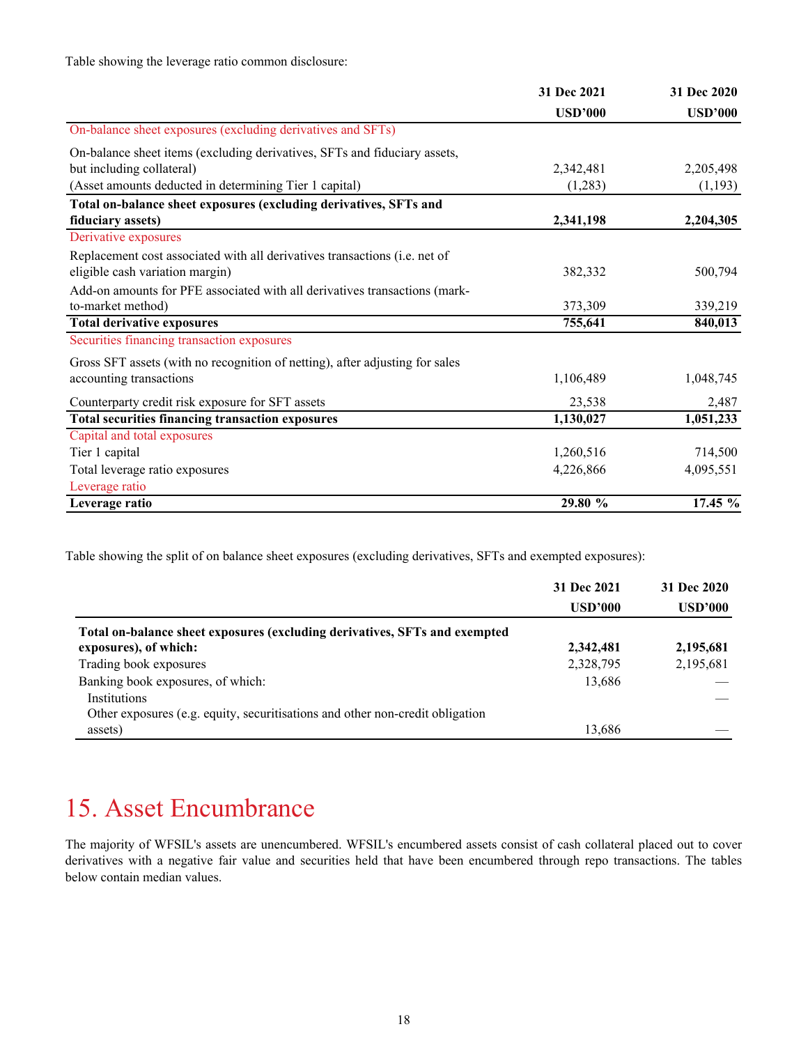Table showing the leverage ratio common disclosure:

| | 31 Dec 2021 USD'000 | 31 Dec 2020 USD'000 |
|---|---|---|
| On-balance sheet exposures (excluding derivatives and SFTs) | | |
| On-balance sheet items (excluding derivatives, SFTs and fiduciary assets, but including collateral) | 2,342,481 | 2,205,498 |
| (Asset amounts deducted in determining Tier 1 capital) | (1,283) | (1,193) |
| **Total on-balance sheet exposures (excluding derivatives, SFTs and fiduciary assets)** | **2,341,198** | **2,204,305** |
| Derivative exposures | | |
| Replacement cost associated with all derivatives transactions (i.e. net of eligible cash variation margin) | 382,332 | 500,794 |
| Add-on amounts for PFE associated with all derivatives transactions (mark-to-market method) | 373,309 | 339,219 |
| **Total derivative exposures** | **755,641** | **840,013** |
| Securities financing transaction exposures | | |
| Gross SFT assets (with no recognition of netting), after adjusting for sales accounting transactions | 1,106,489 | 1,048,745 |
| Counterparty credit risk exposure for SFT assets | 23,538 | 2,487 |
| **Total securities financing transaction exposures** | **1,130,027** | **1,051,233** |
| Capital and total exposures | | |
| Tier 1 capital | 1,260,516 | 714,500 |
| Total leverage ratio exposures | 4,226,866 | 4,095,551 |
| Leverage ratio | | |
| **Leverage ratio** | **29.80 %** | **17.45 %** |

Table showing the split of on balance sheet exposures (excluding derivatives, SFTs and exempted exposures):

| | 31 Dec 2021 USD'000 | 31 Dec 2020 USD'000 |
|---|---|---|
| **Total on-balance sheet exposures (excluding derivatives, SFTs and exempted exposures), of which:** | **2,342,481** | **2,195,681** |
| Trading book exposures | 2,328,795 | 2,195,681 |
| Banking book exposures, of which: | 13,686 | — |
| Institutions | | — |
| Other exposures (e.g. equity, securitisations and other non-credit obligation assets) | 13,686 | — |

# 15. Asset Encumbrance

The majority of WFSIL's assets are unencumbered. WFSIL's encumbered assets consist of cash collateral placed out to cover derivatives with a negative fair value and securities held that have been encumbered through repo transactions. The tables below contain median values.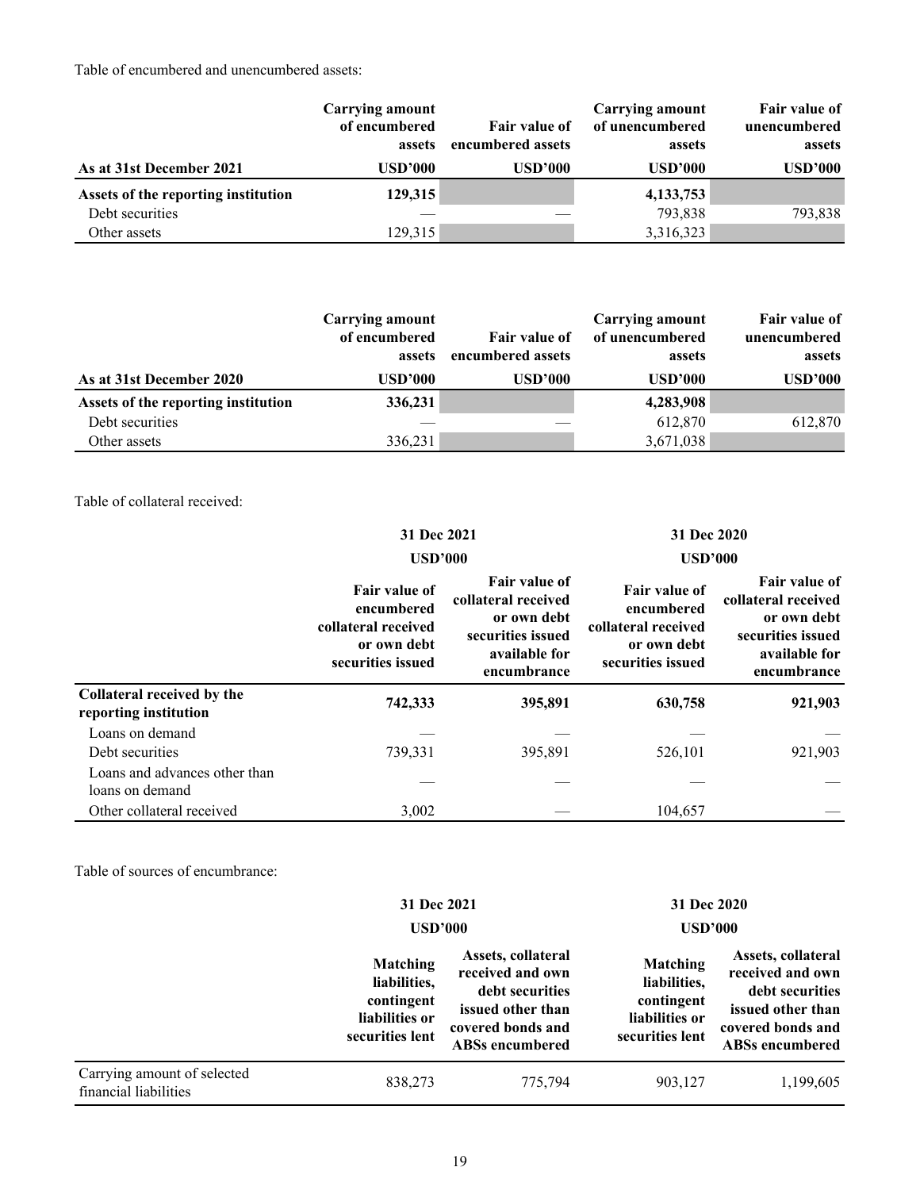Table of encumbered and unencumbered assets:

| As at 31st December 2021 | Carrying amount of encumbered assets USD'000 | Fair value of encumbered assets USD'000 | Carrying amount of unencumbered assets USD'000 | Fair value of unencumbered assets USD'000 |
|---|---|---|---|---|
| **Assets of the reporting institution** | **129,315** | | **4,133,753** | |
| Debt securities | — | — | 793,838 | 793,838 |
| Other assets | 129,315 | | 3,316,323 | |

| As at 31st December 2020 | Carrying amount of encumbered assets USD'000 | Fair value of encumbered assets USD'000 | Carrying amount of unencumbered assets USD'000 | Fair value of unencumbered assets USD'000 |
|---|---|---|---|---|
| **Assets of the reporting institution** | **336,231** | | **4,283,908** | |
| Debt securities | — | — | 612,870 | 612,870 |
| Other assets | 336,231 | | 3,671,038 | |

Table of collateral received:

| | 31 Dec 2021 USD'000 | | 31 Dec 2020 USD'000 | |
|---|---|---|---|---|
| | Fair value of encumbered collateral received or own debt securities issued | Fair value of collateral received or own debt securities issued available for encumbrance | Fair value of encumbered collateral received or own debt securities issued | Fair value of collateral received or own debt securities issued available for encumbrance |
| **Collateral received by the reporting institution** | **742,333** | **395,891** | **630,758** | **921,903** |
| Loans on demand | — | — | — | — |
| Debt securities | 739,331 | 395,891 | 526,101 | 921,903 |
| Loans and advances other than loans on demand | — | — | — | — |
| Other collateral received | 3,002 | — | 104,657 | — |

Table of sources of encumbrance:

| | 31 Dec 2021 USD'000 | | 31 Dec 2020 USD'000 | |
|---|---|---|---|---|
| | Matching liabilities, contingent liabilities or securities lent | Assets, collateral received and own debt securities issued other than covered bonds and ABSs encumbered | Matching liabilities, contingent liabilities or securities lent | Assets, collateral received and own debt securities issued other than covered bonds and ABSs encumbered |
| Carrying amount of selected financial liabilities | 838,273 | 775,794 | 903,127 | 1,199,605 |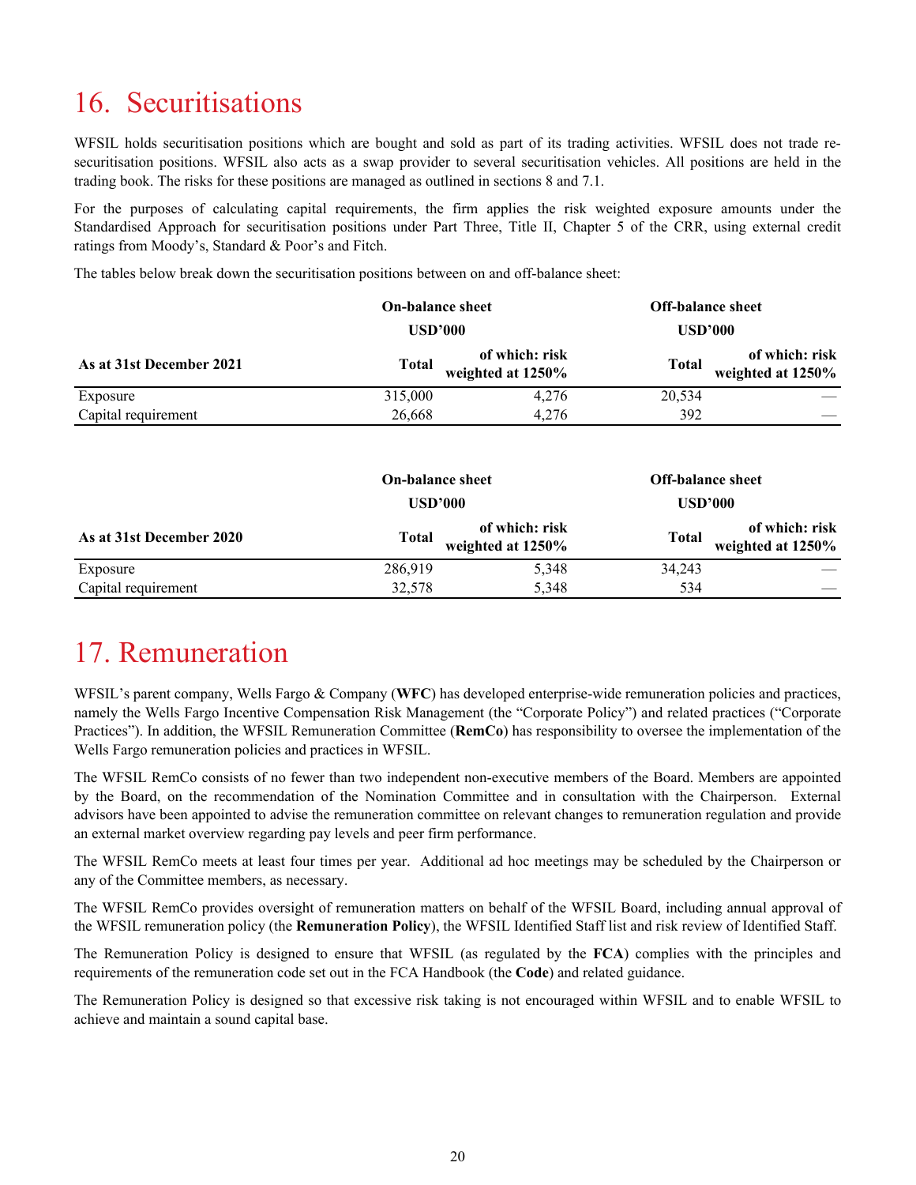# 16. Securitisations

WFSIL holds securitisation positions which are bought and sold as part of its trading activities. WFSIL does not trade re-securitisation positions. WFSIL also acts as a swap provider to several securitisation vehicles. All positions are held in the trading book. The risks for these positions are managed as outlined in sections 8 and 7.1.

For the purposes of calculating capital requirements, the firm applies the risk weighted exposure amounts under the Standardised Approach for securitisation positions under Part Three, Title II, Chapter 5 of the CRR, using external credit ratings from Moody's, Standard & Poor's and Fitch.

The tables below break down the securitisation positions between on and off-balance sheet:

| | On-balance sheet USD'000 | | Off-balance sheet USD'000 | |
|---|---|---|---|---|
| **As at 31st December 2021** | **Total** | **of which: risk weighted at 1250%** | **Total** | **of which: risk weighted at 1250%** |
| Exposure | 315,000 | 4,276 | 20,534 | — |
| Capital requirement | 26,668 | 4,276 | 392 | — |

| | On-balance sheet USD'000 | | Off-balance sheet USD'000 | |
|---|---|---|---|---|
| **As at 31st December 2020** | **Total** | **of which: risk weighted at 1250%** | **Total** | **of which: risk weighted at 1250%** |
| Exposure | 286,919 | 5,348 | 34,243 | — |
| Capital requirement | 32,578 | 5,348 | 534 | — |

# 17. Remuneration

WFSIL's parent company, Wells Fargo & Company (**WFC**) has developed enterprise-wide remuneration policies and practices, namely the Wells Fargo Incentive Compensation Risk Management (the "Corporate Policy") and related practices ("Corporate Practices"). In addition, the WFSIL Remuneration Committee (**RemCo**) has responsibility to oversee the implementation of the Wells Fargo remuneration policies and practices in WFSIL.

The WFSIL RemCo consists of no fewer than two independent non-executive members of the Board. Members are appointed by the Board, on the recommendation of the Nomination Committee and in consultation with the Chairperson. External advisors have been appointed to advise the remuneration committee on relevant changes to remuneration regulation and provide an external market overview regarding pay levels and peer firm performance.

The WFSIL RemCo meets at least four times per year. Additional ad hoc meetings may be scheduled by the Chairperson or any of the Committee members, as necessary.

The WFSIL RemCo provides oversight of remuneration matters on behalf of the WFSIL Board, including annual approval of the WFSIL remuneration policy (the **Remuneration Policy**), the WFSIL Identified Staff list and risk review of Identified Staff.

The Remuneration Policy is designed to ensure that WFSIL (as regulated by the **FCA**) complies with the principles and requirements of the remuneration code set out in the FCA Handbook (the **Code**) and related guidance.

The Remuneration Policy is designed so that excessive risk taking is not encouraged within WFSIL and to enable WFSIL to achieve and maintain a sound capital base.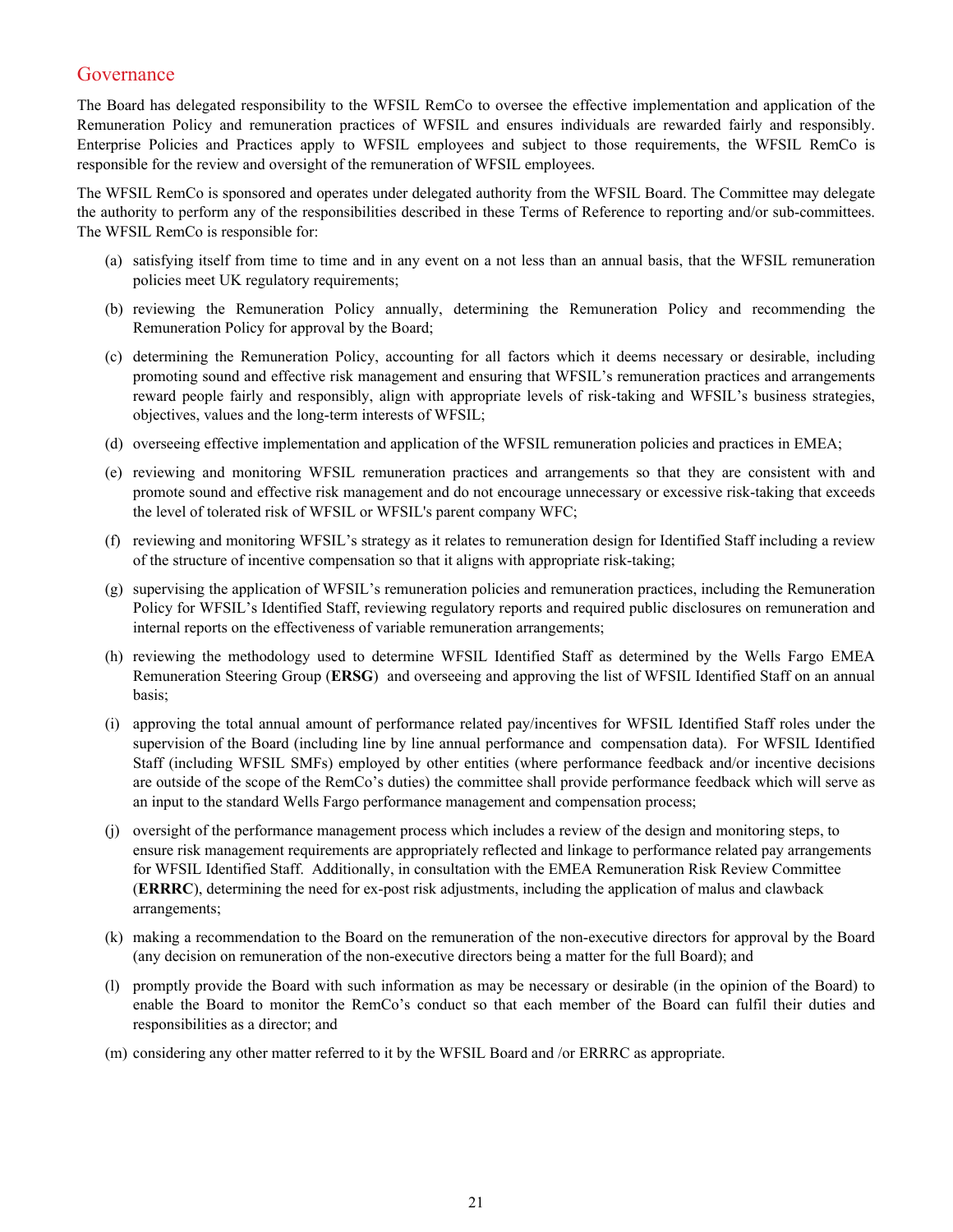## Governance

The Board has delegated responsibility to the WFSIL RemCo to oversee the effective implementation and application of the Remuneration Policy and remuneration practices of WFSIL and ensures individuals are rewarded fairly and responsibly. Enterprise Policies and Practices apply to WFSIL employees and subject to those requirements, the WFSIL RemCo is responsible for the review and oversight of the remuneration of WFSIL employees.

The WFSIL RemCo is sponsored and operates under delegated authority from the WFSIL Board. The Committee may delegate the authority to perform any of the responsibilities described in these Terms of Reference to reporting and/or sub-committees. The WFSIL RemCo is responsible for:

(a) satisfying itself from time to time and in any event on a not less than an annual basis, that the WFSIL remuneration policies meet UK regulatory requirements;

(b) reviewing the Remuneration Policy annually, determining the Remuneration Policy and recommending the Remuneration Policy for approval by the Board;

(c) determining the Remuneration Policy, accounting for all factors which it deems necessary or desirable, including promoting sound and effective risk management and ensuring that WFSIL's remuneration practices and arrangements reward people fairly and responsibly, align with appropriate levels of risk-taking and WFSIL's business strategies, objectives, values and the long-term interests of WFSIL;

(d) overseeing effective implementation and application of the WFSIL remuneration policies and practices in EMEA;

(e) reviewing and monitoring WFSIL remuneration practices and arrangements so that they are consistent with and promote sound and effective risk management and do not encourage unnecessary or excessive risk-taking that exceeds the level of tolerated risk of WFSIL or WFSIL's parent company WFC;

(f) reviewing and monitoring WFSIL's strategy as it relates to remuneration design for Identified Staff including a review of the structure of incentive compensation so that it aligns with appropriate risk-taking;

(g) supervising the application of WFSIL's remuneration policies and remuneration practices, including the Remuneration Policy for WFSIL's Identified Staff, reviewing regulatory reports and required public disclosures on remuneration and internal reports on the effectiveness of variable remuneration arrangements;

(h) reviewing the methodology used to determine WFSIL Identified Staff as determined by the Wells Fargo EMEA Remuneration Steering Group (**ERSG**) and overseeing and approving the list of WFSIL Identified Staff on an annual basis;

(i) approving the total annual amount of performance related pay/incentives for WFSIL Identified Staff roles under the supervision of the Board (including line by line annual performance and compensation data). For WFSIL Identified Staff (including WFSIL SMFs) employed by other entities (where performance feedback and/or incentive decisions are outside of the scope of the RemCo's duties) the committee shall provide performance feedback which will serve as an input to the standard Wells Fargo performance management and compensation process;

(j) oversight of the performance management process which includes a review of the design and monitoring steps, to ensure risk management requirements are appropriately reflected and linkage to performance related pay arrangements for WFSIL Identified Staff. Additionally, in consultation with the EMEA Remuneration Risk Review Committee (**ERRRC**), determining the need for ex-post risk adjustments, including the application of malus and clawback arrangements;

(k) making a recommendation to the Board on the remuneration of the non-executive directors for approval by the Board (any decision on remuneration of the non-executive directors being a matter for the full Board); and

(l) promptly provide the Board with such information as may be necessary or desirable (in the opinion of the Board) to enable the Board to monitor the RemCo's conduct so that each member of the Board can fulfil their duties and responsibilities as a director; and

(m) considering any other matter referred to it by the WFSIL Board and /or ERRRC as appropriate.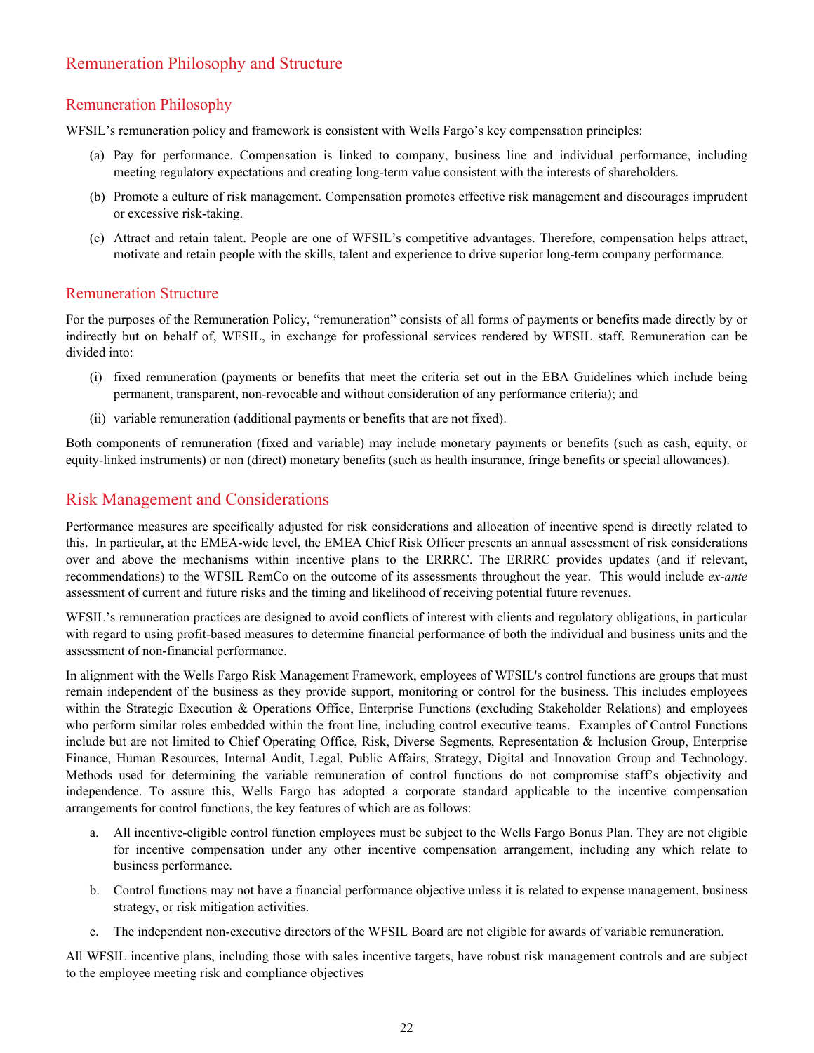## Remuneration Philosophy and Structure

### Remuneration Philosophy

WFSIL's remuneration policy and framework is consistent with Wells Fargo's key compensation principles:

(a) Pay for performance. Compensation is linked to company, business line and individual performance, including meeting regulatory expectations and creating long-term value consistent with the interests of shareholders.

(b) Promote a culture of risk management. Compensation promotes effective risk management and discourages imprudent or excessive risk-taking.

(c) Attract and retain talent. People are one of WFSIL's competitive advantages. Therefore, compensation helps attract, motivate and retain people with the skills, talent and experience to drive superior long-term company performance.

### Remuneration Structure

For the purposes of the Remuneration Policy, "remuneration" consists of all forms of payments or benefits made directly by or indirectly but on behalf of, WFSIL, in exchange for professional services rendered by WFSIL staff. Remuneration can be divided into:

(i) fixed remuneration (payments or benefits that meet the criteria set out in the EBA Guidelines which include being permanent, transparent, non-revocable and without consideration of any performance criteria); and

(ii) variable remuneration (additional payments or benefits that are not fixed).

Both components of remuneration (fixed and variable) may include monetary payments or benefits (such as cash, equity, or equity-linked instruments) or non (direct) monetary benefits (such as health insurance, fringe benefits or special allowances).

## Risk Management and Considerations

Performance measures are specifically adjusted for risk considerations and allocation of incentive spend is directly related to this. In particular, at the EMEA-wide level, the EMEA Chief Risk Officer presents an annual assessment of risk considerations over and above the mechanisms within incentive plans to the ERRRC. The ERRRC provides updates (and if relevant, recommendations) to the WFSIL RemCo on the outcome of its assessments throughout the year. This would include *ex-ante* assessment of current and future risks and the timing and likelihood of receiving potential future revenues.

WFSIL's remuneration practices are designed to avoid conflicts of interest with clients and regulatory obligations, in particular with regard to using profit-based measures to determine financial performance of both the individual and business units and the assessment of non-financial performance.

In alignment with the Wells Fargo Risk Management Framework, employees of WFSIL's control functions are groups that must remain independent of the business as they provide support, monitoring or control for the business. This includes employees within the Strategic Execution & Operations Office, Enterprise Functions (excluding Stakeholder Relations) and employees who perform similar roles embedded within the front line, including control executive teams. Examples of Control Functions include but are not limited to Chief Operating Office, Risk, Diverse Segments, Representation & Inclusion Group, Enterprise Finance, Human Resources, Internal Audit, Legal, Public Affairs, Strategy, Digital and Innovation Group and Technology. Methods used for determining the variable remuneration of control functions do not compromise staff's objectivity and independence. To assure this, Wells Fargo has adopted a corporate standard applicable to the incentive compensation arrangements for control functions, the key features of which are as follows:

a. All incentive-eligible control function employees must be subject to the Wells Fargo Bonus Plan. They are not eligible for incentive compensation under any other incentive compensation arrangement, including any which relate to business performance.

b. Control functions may not have a financial performance objective unless it is related to expense management, business strategy, or risk mitigation activities.

c. The independent non-executive directors of the WFSIL Board are not eligible for awards of variable remuneration.

All WFSIL incentive plans, including those with sales incentive targets, have robust risk management controls and are subject to the employee meeting risk and compliance objectives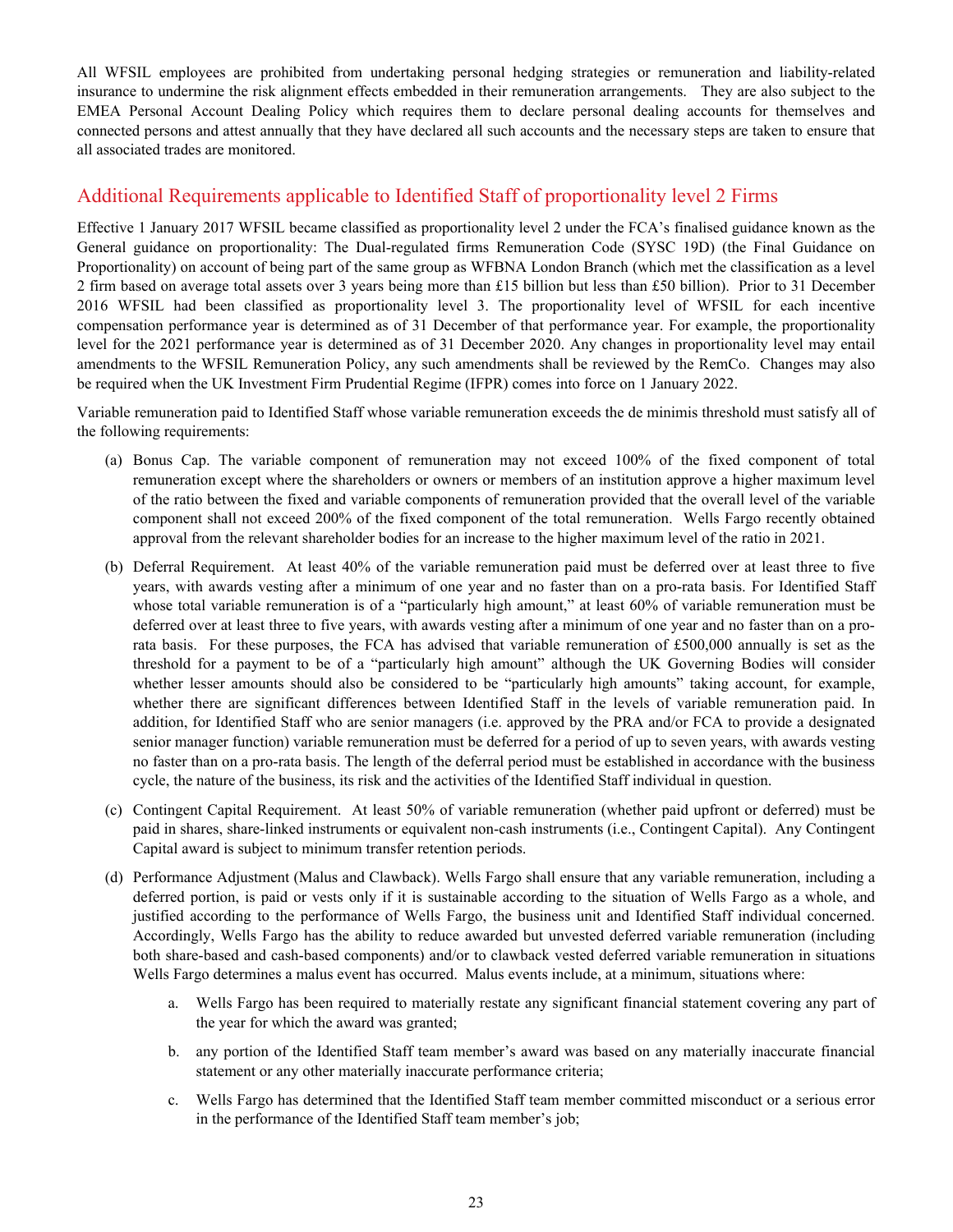All WFSIL employees are prohibited from undertaking personal hedging strategies or remuneration and liability-related insurance to undermine the risk alignment effects embedded in their remuneration arrangements. They are also subject to the EMEA Personal Account Dealing Policy which requires them to declare personal dealing accounts for themselves and connected persons and attest annually that they have declared all such accounts and the necessary steps are taken to ensure that all associated trades are monitored.

## Additional Requirements applicable to Identified Staff of proportionality level 2 Firms

Effective 1 January 2017 WFSIL became classified as proportionality level 2 under the FCA's finalised guidance known as the General guidance on proportionality: The Dual-regulated firms Remuneration Code (SYSC 19D) (the Final Guidance on Proportionality) on account of being part of the same group as WFBNA London Branch (which met the classification as a level 2 firm based on average total assets over 3 years being more than £15 billion but less than £50 billion). Prior to 31 December 2016 WFSIL had been classified as proportionality level 3. The proportionality level of WFSIL for each incentive compensation performance year is determined as of 31 December of that performance year. For example, the proportionality level for the 2021 performance year is determined as of 31 December 2020. Any changes in proportionality level may entail amendments to the WFSIL Remuneration Policy, any such amendments shall be reviewed by the RemCo. Changes may also be required when the UK Investment Firm Prudential Regime (IFPR) comes into force on 1 January 2022.

Variable remuneration paid to Identified Staff whose variable remuneration exceeds the de minimis threshold must satisfy all of the following requirements:

(a) Bonus Cap. The variable component of remuneration may not exceed 100% of the fixed component of total remuneration except where the shareholders or owners or members of an institution approve a higher maximum level of the ratio between the fixed and variable components of remuneration provided that the overall level of the variable component shall not exceed 200% of the fixed component of the total remuneration. Wells Fargo recently obtained approval from the relevant shareholder bodies for an increase to the higher maximum level of the ratio in 2021.

(b) Deferral Requirement. At least 40% of the variable remuneration paid must be deferred over at least three to five years, with awards vesting after a minimum of one year and no faster than on a pro-rata basis. For Identified Staff whose total variable remuneration is of a "particularly high amount," at least 60% of variable remuneration must be deferred over at least three to five years, with awards vesting after a minimum of one year and no faster than on a pro-rata basis. For these purposes, the FCA has advised that variable remuneration of £500,000 annually is set as the threshold for a payment to be of a "particularly high amount" although the UK Governing Bodies will consider whether lesser amounts should also be considered to be "particularly high amounts" taking account, for example, whether there are significant differences between Identified Staff in the levels of variable remuneration paid. In addition, for Identified Staff who are senior managers (i.e. approved by the PRA and/or FCA to provide a designated senior manager function) variable remuneration must be deferred for a period of up to seven years, with awards vesting no faster than on a pro-rata basis. The length of the deferral period must be established in accordance with the business cycle, the nature of the business, its risk and the activities of the Identified Staff individual in question.

(c) Contingent Capital Requirement. At least 50% of variable remuneration (whether paid upfront or deferred) must be paid in shares, share-linked instruments or equivalent non-cash instruments (i.e., Contingent Capital). Any Contingent Capital award is subject to minimum transfer retention periods.

(d) Performance Adjustment (Malus and Clawback). Wells Fargo shall ensure that any variable remuneration, including a deferred portion, is paid or vests only if it is sustainable according to the situation of Wells Fargo as a whole, and justified according to the performance of Wells Fargo, the business unit and Identified Staff individual concerned. Accordingly, Wells Fargo has the ability to reduce awarded but unvested deferred variable remuneration (including both share-based and cash-based components) and/or to clawback vested deferred variable remuneration in situations Wells Fargo determines a malus event has occurred. Malus events include, at a minimum, situations where:

   a. Wells Fargo has been required to materially restate any significant financial statement covering any part of the year for which the award was granted;

   b. any portion of the Identified Staff team member's award was based on any materially inaccurate financial statement or any other materially inaccurate performance criteria;

   c. Wells Fargo has determined that the Identified Staff team member committed misconduct or a serious error in the performance of the Identified Staff team member's job;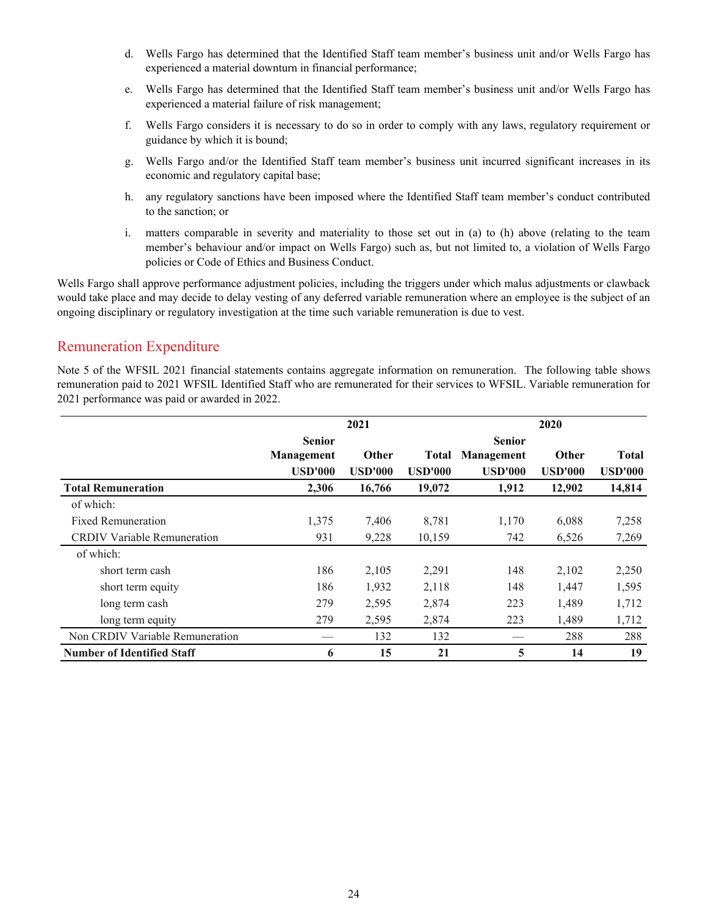d. Wells Fargo has determined that the Identified Staff team member's business unit and/or Wells Fargo has experienced a material downturn in financial performance;

e. Wells Fargo has determined that the Identified Staff team member's business unit and/or Wells Fargo has experienced a material failure of risk management;

f. Wells Fargo considers it is necessary to do so in order to comply with any laws, regulatory requirement or guidance by which it is bound;

g. Wells Fargo and/or the Identified Staff team member's business unit incurred significant increases in its economic and regulatory capital base;

h. any regulatory sanctions have been imposed where the Identified Staff team member's conduct contributed to the sanction; or

i. matters comparable in severity and materiality to those set out in (a) to (h) above (relating to the team member's behaviour and/or impact on Wells Fargo) such as, but not limited to, a violation of Wells Fargo policies or Code of Ethics and Business Conduct.

Wells Fargo shall approve performance adjustment policies, including the triggers under which malus adjustments or clawback would take place and may decide to delay vesting of any deferred variable remuneration where an employee is the subject of an ongoing disciplinary or regulatory investigation at the time such variable remuneration is due to vest.

## Remuneration Expenditure

Note 5 of the WFSIL 2021 financial statements contains aggregate information on remuneration. The following table shows remuneration paid to 2021 WFSIL Identified Staff who are remunerated for their services to WFSIL. Variable remuneration for 2021 performance was paid or awarded in 2022.

| | 2021 | | | 2020 | | |
|---|---|---|---|---|---|---|
| | **Senior Management USD'000** | **Other USD'000** | **Total USD'000** | **Senior Management USD'000** | **Other USD'000** | **Total USD'000** |
| **Total Remuneration** | **2,306** | **16,766** | **19,072** | **1,912** | **12,902** | **14,814** |
| of which: | | | | | | |
| Fixed Remuneration | 1,375 | 7,406 | 8,781 | 1,170 | 6,088 | 7,258 |
| CRDIV Variable Remuneration | 931 | 9,228 | 10,159 | 742 | 6,526 | 7,269 |
| of which: | | | | | | |
| short term cash | 186 | 2,105 | 2,291 | 148 | 2,102 | 2,250 |
| short term equity | 186 | 1,932 | 2,118 | 148 | 1,447 | 1,595 |
| long term cash | 279 | 2,595 | 2,874 | 223 | 1,489 | 1,712 |
| long term equity | 279 | 2,595 | 2,874 | 223 | 1,489 | 1,712 |
| Non CRDIV Variable Remuneration | — | 132 | 132 | — | 288 | 288 |
| **Number of Identified Staff** | **6** | **15** | **21** | **5** | **14** | **19** |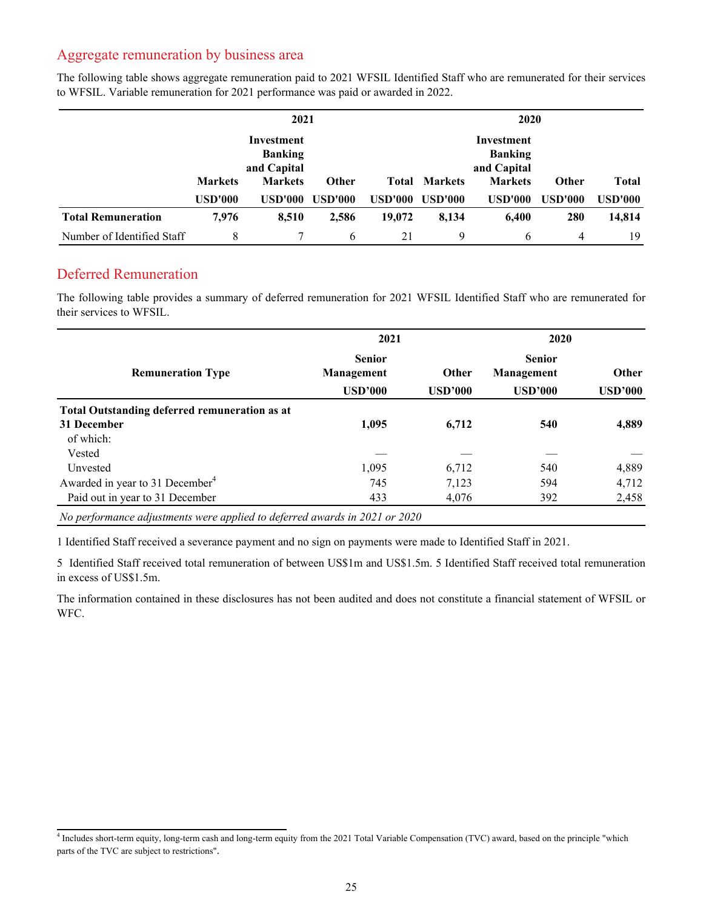## Aggregate remuneration by business area

The following table shows aggregate remuneration paid to 2021 WFSIL Identified Staff who are remunerated for their services to WFSIL. Variable remuneration for 2021 performance was paid or awarded in 2022.

| | 2021 | | | | 2020 | | | |
|---|---|---|---|---|---|---|---|---|
| | Markets | Investment Banking and Capital Markets | Other | Total | Markets | Investment Banking and Capital Markets | Other | Total |
| | USD'000 | USD'000 | USD'000 | USD'000 | USD'000 | USD'000 | USD'000 | USD'000 |
| **Total Remuneration** | **7,976** | **8,510** | **2,586** | **19,072** | **8,134** | **6,400** | **280** | **14,814** |
| Number of Identified Staff | 8 | 7 | 6 | 21 | 9 | 6 | 4 | 19 |

## Deferred Remuneration

The following table provides a summary of deferred remuneration for 2021 WFSIL Identified Staff who are remunerated for their services to WFSIL.

| Remuneration Type | 2021 Senior Management USD'000 | 2021 Other USD'000 | 2020 Senior Management USD'000 | 2020 Other USD'000 |
|---|---|---|---|---|
| **Total Outstanding deferred remuneration as at 31 December** | **1,095** | **6,712** | **540** | **4,889** |
| of which: | | | | |
| Vested | — | — | — | — |
| Unvested | 1,095 | 6,712 | 540 | 4,889 |
| Awarded in year to 31 December[4] | 745 | 7,123 | 594 | 4,712 |
| Paid out in year to 31 December | 433 | 4,076 | 392 | 2,458 |

*No performance adjustments were applied to deferred awards in 2021 or 2020*

1 Identified Staff received a severance payment and no sign on payments were made to Identified Staff in 2021.

5 Identified Staff received total remuneration of between US$1m and US$1.5m. 5 Identified Staff received total remuneration in excess of US$1.5m.

The information contained in these disclosures has not been audited and does not constitute a financial statement of WFSIL or WFC.

[4] Includes short-term equity, long-term cash and long-term equity from the 2021 Total Variable Compensation (TVC) award, based on the principle "which parts of the TVC are subject to restrictions".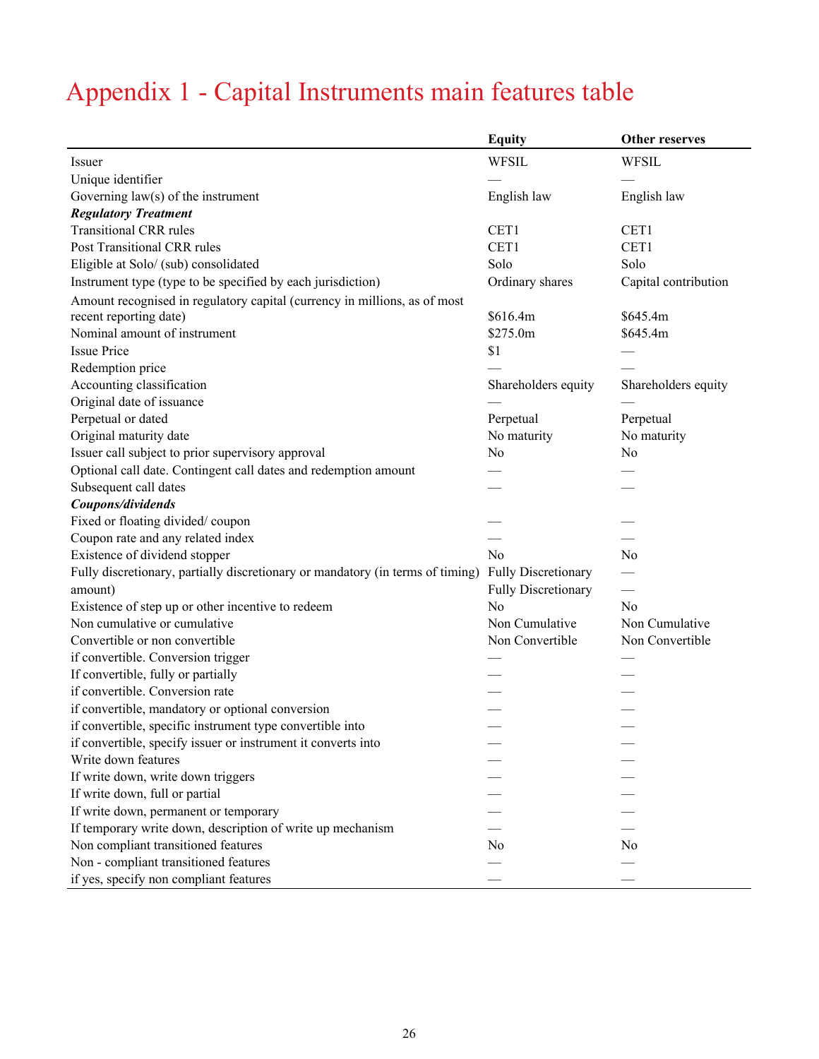# Appendix 1 - Capital Instruments main features table

| | Equity | Other reserves |
|---|---|---|
| Issuer | WFSIL | WFSIL |
| Unique identifier | — | — |
| Governing law(s) of the instrument | English law | English law |
| ***Regulatory Treatment*** | | |
| Transitional CRR rules | CET1 | CET1 |
| Post Transitional CRR rules | CET1 | CET1 |
| Eligible at Solo/ (sub) consolidated | Solo | Solo |
| Instrument type (type to be specified by each jurisdiction) | Ordinary shares | Capital contribution |
| Amount recognised in regulatory capital (currency in millions, as of most recent reporting date) | $616.4m | $645.4m |
| Nominal amount of instrument | $275.0m | $645.4m |
| Issue Price | $1 | — |
| Redemption price | — | — |
| Accounting classification | Shareholders equity | Shareholders equity |
| Original date of issuance | — | — |
| Perpetual or dated | Perpetual | Perpetual |
| Original maturity date | No maturity | No maturity |
| Issuer call subject to prior supervisory approval | No | No |
| Optional call date. Contingent call dates and redemption amount | — | — |
| Subsequent call dates | — | — |
| ***Coupons/dividends*** | | |
| Fixed or floating divided/ coupon | — | — |
| Coupon rate and any related index | — | — |
| Existence of dividend stopper | No | No |
| Fully discretionary, partially discretionary or mandatory (in terms of timing) | Fully Discretionary | — |
| amount) | Fully Discretionary | — |
| Existence of step up or other incentive to redeem | No | No |
| Non cumulative or cumulative | Non Cumulative | Non Cumulative |
| Convertible or non convertible | Non Convertible | Non Convertible |
| if convertible. Conversion trigger | — | — |
| If convertible, fully or partially | — | — |
| if convertible. Conversion rate | — | — |
| if convertible, mandatory or optional conversion | — | — |
| if convertible, specific instrument type convertible into | — | — |
| if convertible, specify issuer or instrument it converts into | — | — |
| Write down features | — | — |
| If write down, write down triggers | — | — |
| If write down, full or partial | — | — |
| If write down, permanent or temporary | — | — |
| If temporary write down, description of write up mechanism | — | — |
| Non compliant transitioned features | No | No |
| Non - compliant transitioned features | — | — |
| if yes, specify non compliant features | — | — |